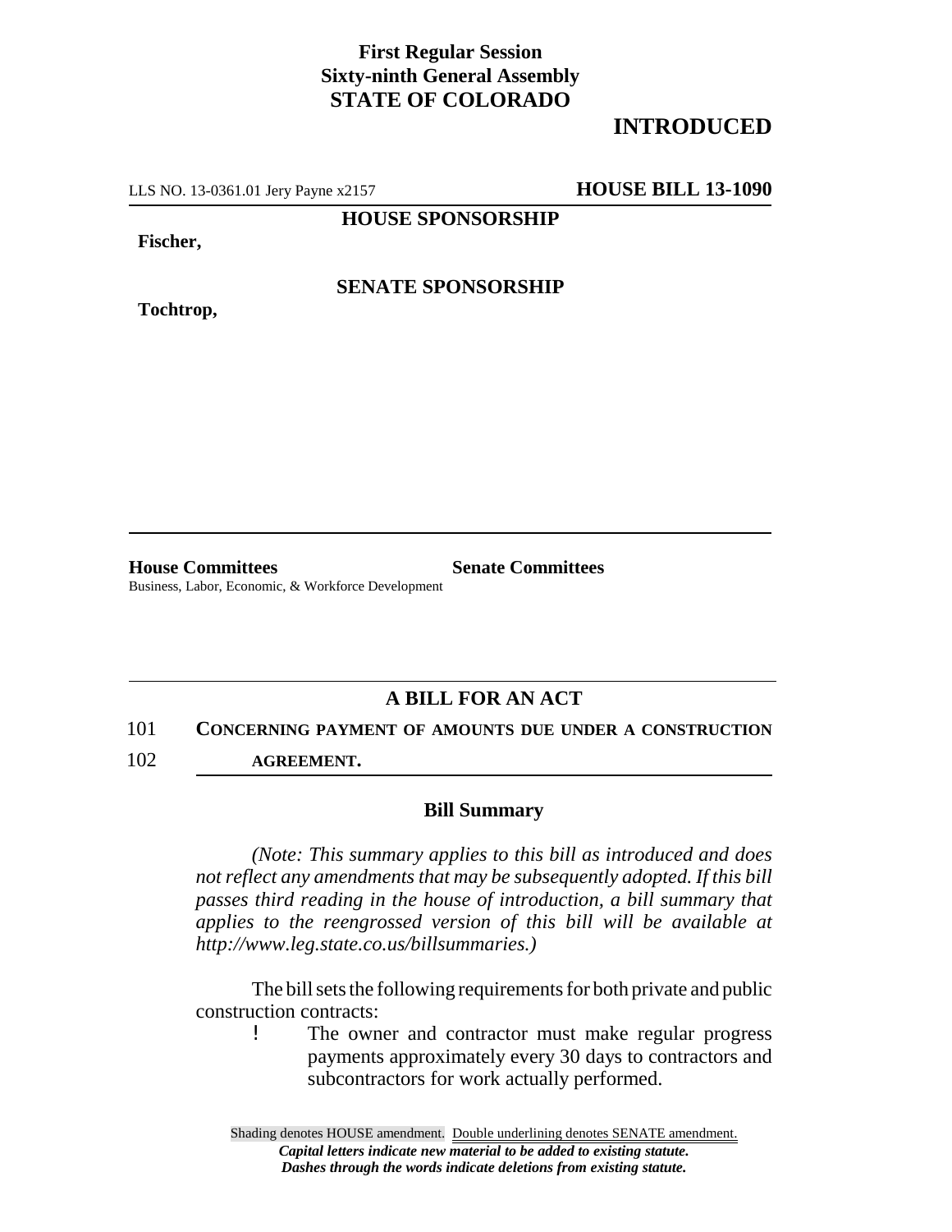**First Regular Session**
**Sixty-ninth General Assembly**
**STATE OF COLORADO**

# INTRODUCED

LLS NO. 13-0361.01 Jery Payne x2157 **HOUSE BILL 13-1090**

**HOUSE SPONSORSHIP**

**Fischer,**

**SENATE SPONSORSHIP**

**Tochtrop,**

**House Committees**
Business, Labor, Economic, & Workforce Development

**Senate Committees**

## A BILL FOR AN ACT

101 **CONCERNING PAYMENT OF AMOUNTS DUE UNDER A CONSTRUCTION**
102 **AGREEMENT.**

### Bill Summary

*(Note: This summary applies to this bill as introduced and does not reflect any amendments that may be subsequently adopted. If this bill passes third reading in the house of introduction, a bill summary that applies to the reengrossed version of this bill will be available at http://www.leg.state.co.us/billsummaries.)*

The bill sets the following requirements for both private and public construction contracts:

- The owner and contractor must make regular progress payments approximately every 30 days to contractors and subcontractors for work actually performed.

Shading denotes HOUSE amendment. Double underlining denotes SENATE amendment.
*Capital letters indicate new material to be added to existing statute.*
*Dashes through the words indicate deletions from existing statute.*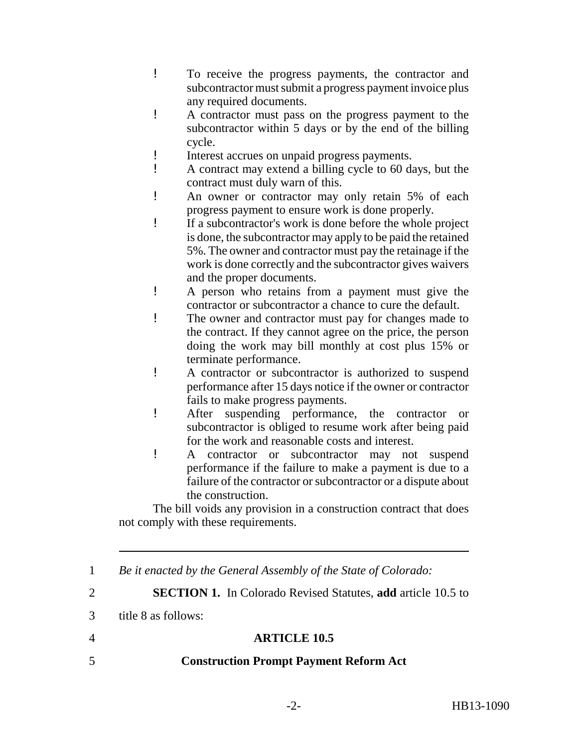- To receive the progress payments, the contractor and subcontractor must submit a progress payment invoice plus any required documents.
- A contractor must pass on the progress payment to the subcontractor within 5 days or by the end of the billing cycle.
- Interest accrues on unpaid progress payments.
- A contract may extend a billing cycle to 60 days, but the contract must duly warn of this.
- An owner or contractor may only retain 5% of each progress payment to ensure work is done properly.
- If a subcontractor's work is done before the whole project is done, the subcontractor may apply to be paid the retained 5%. The owner and contractor must pay the retainage if the work is done correctly and the subcontractor gives waivers and the proper documents.
- A person who retains from a payment must give the contractor or subcontractor a chance to cure the default.
- The owner and contractor must pay for changes made to the contract. If they cannot agree on the price, the person doing the work may bill monthly at cost plus 15% or terminate performance.
- A contractor or subcontractor is authorized to suspend performance after 15 days notice if the owner or contractor fails to make progress payments.
- After suspending performance, the contractor or subcontractor is obliged to resume work after being paid for the work and reasonable costs and interest.
- A contractor or subcontractor may not suspend performance if the failure to make a payment is due to a failure of the contractor or subcontractor or a dispute about the construction.

The bill voids any provision in a construction contract that does not comply with these requirements.

---

1 *Be it enacted by the General Assembly of the State of Colorado:*

2 **SECTION 1.** In Colorado Revised Statutes, **add** article 10.5 to

3 title 8 as follows:

4 **ARTICLE 10.5**

5 **Construction Prompt Payment Reform Act**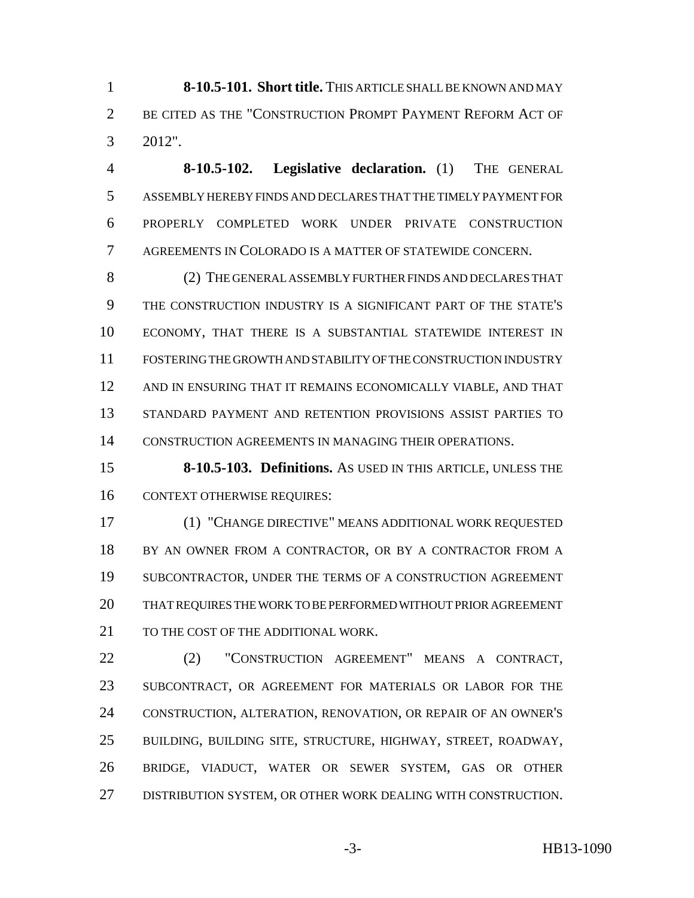**8-10.5-101. Short title.** THIS ARTICLE SHALL BE KNOWN AND MAY BE CITED AS THE "CONSTRUCTION PROMPT PAYMENT REFORM ACT OF 2012".

**8-10.5-102. Legislative declaration.** (1) THE GENERAL ASSEMBLY HEREBY FINDS AND DECLARES THAT THE TIMELY PAYMENT FOR PROPERLY COMPLETED WORK UNDER PRIVATE CONSTRUCTION AGREEMENTS IN COLORADO IS A MATTER OF STATEWIDE CONCERN.

(2) THE GENERAL ASSEMBLY FURTHER FINDS AND DECLARES THAT THE CONSTRUCTION INDUSTRY IS A SIGNIFICANT PART OF THE STATE'S ECONOMY, THAT THERE IS A SUBSTANTIAL STATEWIDE INTEREST IN FOSTERING THE GROWTH AND STABILITY OF THE CONSTRUCTION INDUSTRY AND IN ENSURING THAT IT REMAINS ECONOMICALLY VIABLE, AND THAT STANDARD PAYMENT AND RETENTION PROVISIONS ASSIST PARTIES TO CONSTRUCTION AGREEMENTS IN MANAGING THEIR OPERATIONS.

**8-10.5-103. Definitions.** AS USED IN THIS ARTICLE, UNLESS THE CONTEXT OTHERWISE REQUIRES:

(1) "CHANGE DIRECTIVE" MEANS ADDITIONAL WORK REQUESTED BY AN OWNER FROM A CONTRACTOR, OR BY A CONTRACTOR FROM A SUBCONTRACTOR, UNDER THE TERMS OF A CONSTRUCTION AGREEMENT THAT REQUIRES THE WORK TO BE PERFORMED WITHOUT PRIOR AGREEMENT TO THE COST OF THE ADDITIONAL WORK.

(2) "CONSTRUCTION AGREEMENT" MEANS A CONTRACT, SUBCONTRACT, OR AGREEMENT FOR MATERIALS OR LABOR FOR THE CONSTRUCTION, ALTERATION, RENOVATION, OR REPAIR OF AN OWNER'S BUILDING, BUILDING SITE, STRUCTURE, HIGHWAY, STREET, ROADWAY, BRIDGE, VIADUCT, WATER OR SEWER SYSTEM, GAS OR OTHER DISTRIBUTION SYSTEM, OR OTHER WORK DEALING WITH CONSTRUCTION.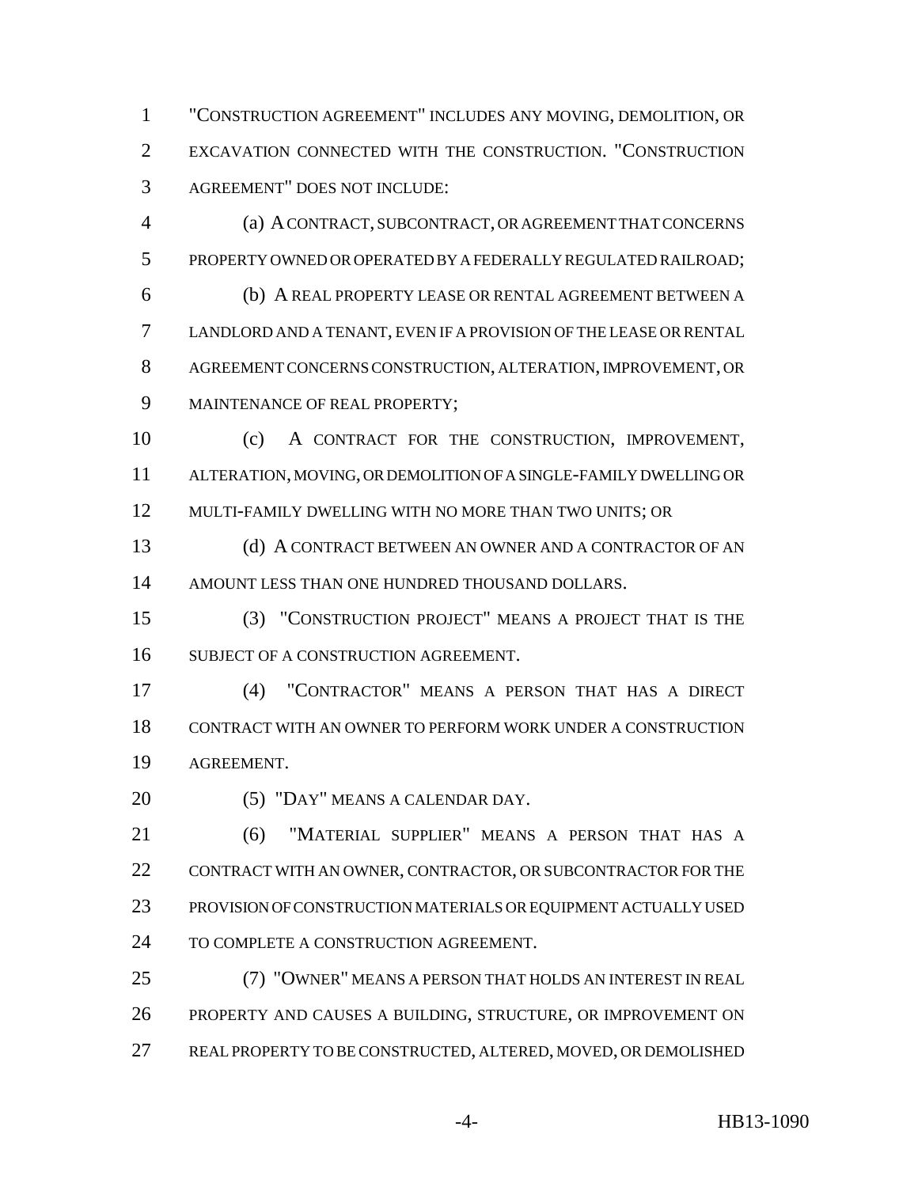"CONSTRUCTION AGREEMENT" INCLUDES ANY MOVING, DEMOLITION, OR EXCAVATION CONNECTED WITH THE CONSTRUCTION. "CONSTRUCTION AGREEMENT" DOES NOT INCLUDE:

(a) A CONTRACT, SUBCONTRACT, OR AGREEMENT THAT CONCERNS PROPERTY OWNED OR OPERATED BY A FEDERALLY REGULATED RAILROAD;

(b) A REAL PROPERTY LEASE OR RENTAL AGREEMENT BETWEEN A LANDLORD AND A TENANT, EVEN IF A PROVISION OF THE LEASE OR RENTAL AGREEMENT CONCERNS CONSTRUCTION, ALTERATION, IMPROVEMENT, OR MAINTENANCE OF REAL PROPERTY;

(c) A CONTRACT FOR THE CONSTRUCTION, IMPROVEMENT, ALTERATION, MOVING, OR DEMOLITION OF A SINGLE-FAMILY DWELLING OR MULTI-FAMILY DWELLING WITH NO MORE THAN TWO UNITS; OR

(d) A CONTRACT BETWEEN AN OWNER AND A CONTRACTOR OF AN AMOUNT LESS THAN ONE HUNDRED THOUSAND DOLLARS.

(3) "CONSTRUCTION PROJECT" MEANS A PROJECT THAT IS THE SUBJECT OF A CONSTRUCTION AGREEMENT.

(4) "CONTRACTOR" MEANS A PERSON THAT HAS A DIRECT CONTRACT WITH AN OWNER TO PERFORM WORK UNDER A CONSTRUCTION AGREEMENT.

(5) "DAY" MEANS A CALENDAR DAY.

(6) "MATERIAL SUPPLIER" MEANS A PERSON THAT HAS A CONTRACT WITH AN OWNER, CONTRACTOR, OR SUBCONTRACTOR FOR THE PROVISION OF CONSTRUCTION MATERIALS OR EQUIPMENT ACTUALLY USED TO COMPLETE A CONSTRUCTION AGREEMENT.

(7) "OWNER" MEANS A PERSON THAT HOLDS AN INTEREST IN REAL PROPERTY AND CAUSES A BUILDING, STRUCTURE, OR IMPROVEMENT ON REAL PROPERTY TO BE CONSTRUCTED, ALTERED, MOVED, OR DEMOLISHED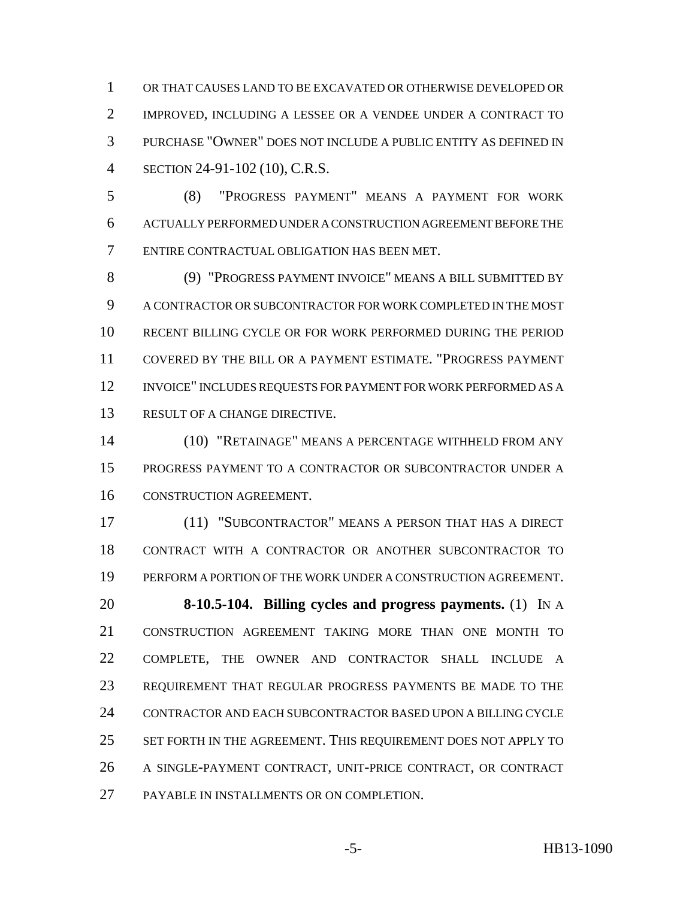OR THAT CAUSES LAND TO BE EXCAVATED OR OTHERWISE DEVELOPED OR IMPROVED, INCLUDING A LESSEE OR A VENDEE UNDER A CONTRACT TO PURCHASE "OWNER" DOES NOT INCLUDE A PUBLIC ENTITY AS DEFINED IN SECTION 24-91-102 (10), C.R.S.

(8) "PROGRESS PAYMENT" MEANS A PAYMENT FOR WORK ACTUALLY PERFORMED UNDER A CONSTRUCTION AGREEMENT BEFORE THE ENTIRE CONTRACTUAL OBLIGATION HAS BEEN MET.

(9) "PROGRESS PAYMENT INVOICE" MEANS A BILL SUBMITTED BY A CONTRACTOR OR SUBCONTRACTOR FOR WORK COMPLETED IN THE MOST RECENT BILLING CYCLE OR FOR WORK PERFORMED DURING THE PERIOD COVERED BY THE BILL OR A PAYMENT ESTIMATE. "PROGRESS PAYMENT INVOICE" INCLUDES REQUESTS FOR PAYMENT FOR WORK PERFORMED AS A RESULT OF A CHANGE DIRECTIVE.

(10) "RETAINAGE" MEANS A PERCENTAGE WITHHELD FROM ANY PROGRESS PAYMENT TO A CONTRACTOR OR SUBCONTRACTOR UNDER A CONSTRUCTION AGREEMENT.

(11) "SUBCONTRACTOR" MEANS A PERSON THAT HAS A DIRECT CONTRACT WITH A CONTRACTOR OR ANOTHER SUBCONTRACTOR TO PERFORM A PORTION OF THE WORK UNDER A CONSTRUCTION AGREEMENT.

**8-10.5-104. Billing cycles and progress payments.** (1) IN A CONSTRUCTION AGREEMENT TAKING MORE THAN ONE MONTH TO COMPLETE, THE OWNER AND CONTRACTOR SHALL INCLUDE A REQUIREMENT THAT REGULAR PROGRESS PAYMENTS BE MADE TO THE CONTRACTOR AND EACH SUBCONTRACTOR BASED UPON A BILLING CYCLE SET FORTH IN THE AGREEMENT. THIS REQUIREMENT DOES NOT APPLY TO A SINGLE-PAYMENT CONTRACT, UNIT-PRICE CONTRACT, OR CONTRACT PAYABLE IN INSTALLMENTS OR ON COMPLETION.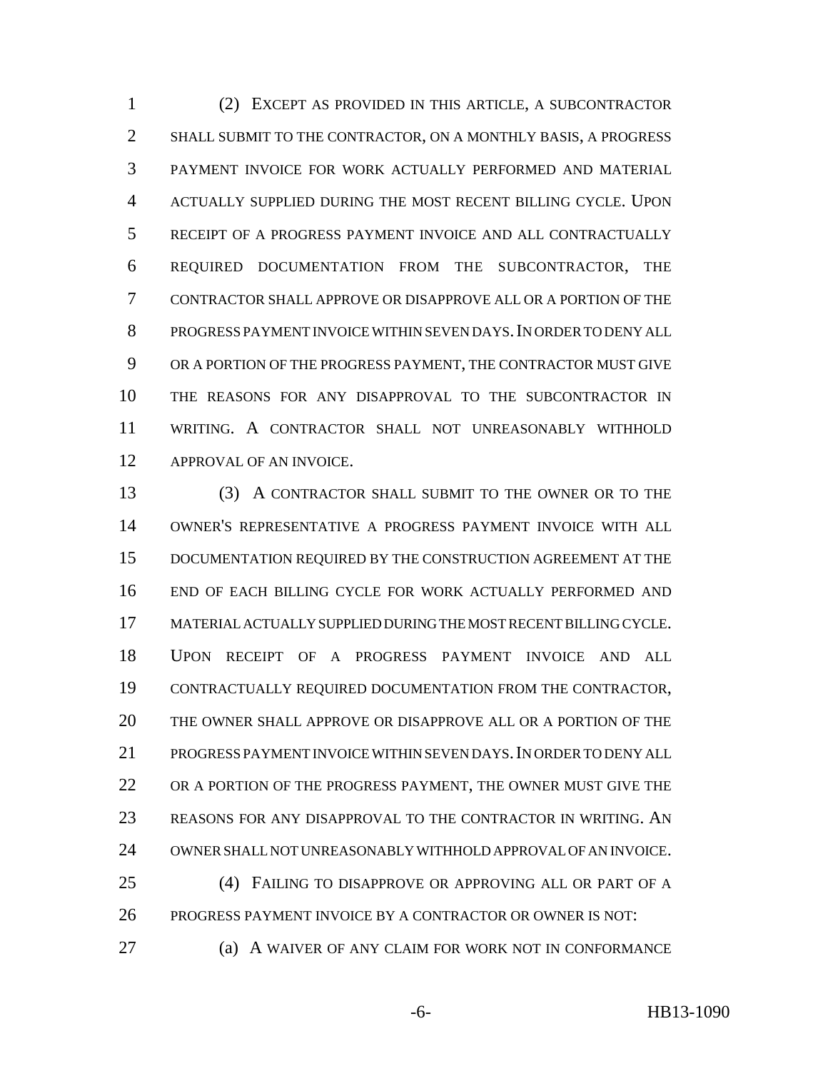(2) EXCEPT AS PROVIDED IN THIS ARTICLE, A SUBCONTRACTOR SHALL SUBMIT TO THE CONTRACTOR, ON A MONTHLY BASIS, A PROGRESS PAYMENT INVOICE FOR WORK ACTUALLY PERFORMED AND MATERIAL ACTUALLY SUPPLIED DURING THE MOST RECENT BILLING CYCLE. UPON RECEIPT OF A PROGRESS PAYMENT INVOICE AND ALL CONTRACTUALLY REQUIRED DOCUMENTATION FROM THE SUBCONTRACTOR, THE CONTRACTOR SHALL APPROVE OR DISAPPROVE ALL OR A PORTION OF THE PROGRESS PAYMENT INVOICE WITHIN SEVEN DAYS. IN ORDER TO DENY ALL OR A PORTION OF THE PROGRESS PAYMENT, THE CONTRACTOR MUST GIVE THE REASONS FOR ANY DISAPPROVAL TO THE SUBCONTRACTOR IN WRITING. A CONTRACTOR SHALL NOT UNREASONABLY WITHHOLD APPROVAL OF AN INVOICE.

(3) A CONTRACTOR SHALL SUBMIT TO THE OWNER OR TO THE OWNER'S REPRESENTATIVE A PROGRESS PAYMENT INVOICE WITH ALL DOCUMENTATION REQUIRED BY THE CONSTRUCTION AGREEMENT AT THE END OF EACH BILLING CYCLE FOR WORK ACTUALLY PERFORMED AND MATERIAL ACTUALLY SUPPLIED DURING THE MOST RECENT BILLING CYCLE. UPON RECEIPT OF A PROGRESS PAYMENT INVOICE AND ALL CONTRACTUALLY REQUIRED DOCUMENTATION FROM THE CONTRACTOR, THE OWNER SHALL APPROVE OR DISAPPROVE ALL OR A PORTION OF THE PROGRESS PAYMENT INVOICE WITHIN SEVEN DAYS. IN ORDER TO DENY ALL OR A PORTION OF THE PROGRESS PAYMENT, THE OWNER MUST GIVE THE REASONS FOR ANY DISAPPROVAL TO THE CONTRACTOR IN WRITING. AN OWNER SHALL NOT UNREASONABLY WITHHOLD APPROVAL OF AN INVOICE.

(4) FAILING TO DISAPPROVE OR APPROVING ALL OR PART OF A PROGRESS PAYMENT INVOICE BY A CONTRACTOR OR OWNER IS NOT:

(a) A WAIVER OF ANY CLAIM FOR WORK NOT IN CONFORMANCE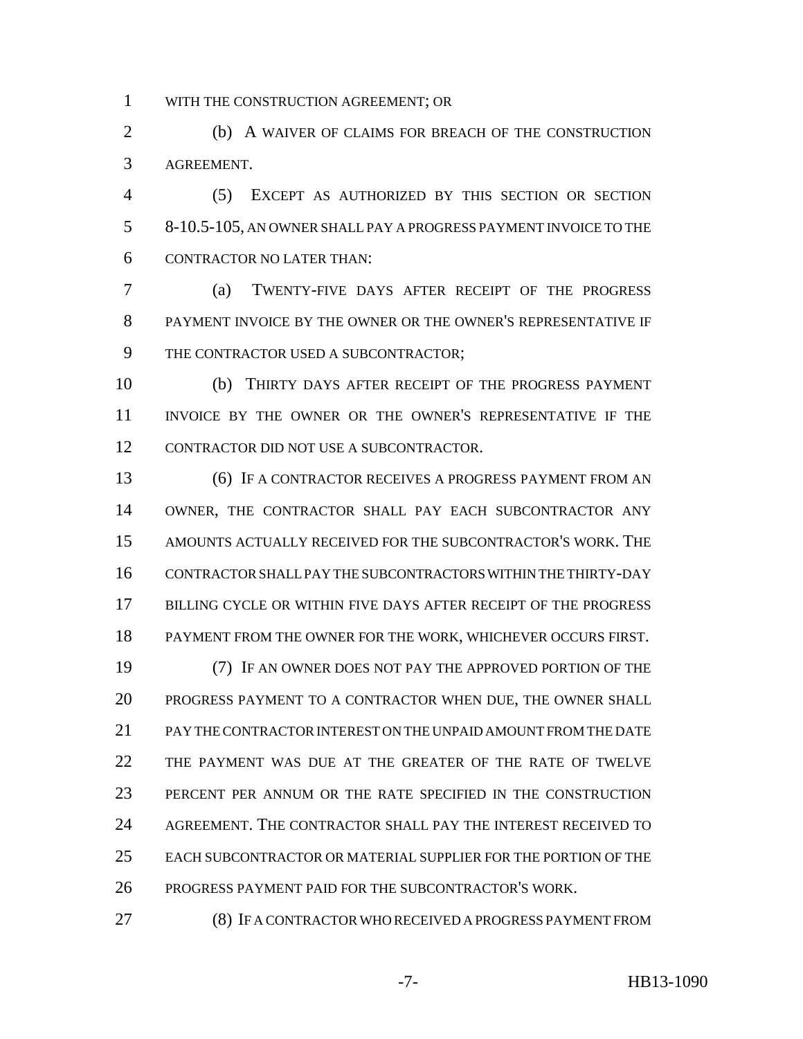WITH THE CONSTRUCTION AGREEMENT; OR

(b) A WAIVER OF CLAIMS FOR BREACH OF THE CONSTRUCTION AGREEMENT.

(5) EXCEPT AS AUTHORIZED BY THIS SECTION OR SECTION 8-10.5-105, AN OWNER SHALL PAY A PROGRESS PAYMENT INVOICE TO THE CONTRACTOR NO LATER THAN:

(a) TWENTY-FIVE DAYS AFTER RECEIPT OF THE PROGRESS PAYMENT INVOICE BY THE OWNER OR THE OWNER'S REPRESENTATIVE IF THE CONTRACTOR USED A SUBCONTRACTOR;

(b) THIRTY DAYS AFTER RECEIPT OF THE PROGRESS PAYMENT INVOICE BY THE OWNER OR THE OWNER'S REPRESENTATIVE IF THE CONTRACTOR DID NOT USE A SUBCONTRACTOR.

(6) IF A CONTRACTOR RECEIVES A PROGRESS PAYMENT FROM AN OWNER, THE CONTRACTOR SHALL PAY EACH SUBCONTRACTOR ANY AMOUNTS ACTUALLY RECEIVED FOR THE SUBCONTRACTOR'S WORK. THE CONTRACTOR SHALL PAY THE SUBCONTRACTORS WITHIN THE THIRTY-DAY BILLING CYCLE OR WITHIN FIVE DAYS AFTER RECEIPT OF THE PROGRESS PAYMENT FROM THE OWNER FOR THE WORK, WHICHEVER OCCURS FIRST.

(7) IF AN OWNER DOES NOT PAY THE APPROVED PORTION OF THE PROGRESS PAYMENT TO A CONTRACTOR WHEN DUE, THE OWNER SHALL PAY THE CONTRACTOR INTEREST ON THE UNPAID AMOUNT FROM THE DATE THE PAYMENT WAS DUE AT THE GREATER OF THE RATE OF TWELVE PERCENT PER ANNUM OR THE RATE SPECIFIED IN THE CONSTRUCTION AGREEMENT. THE CONTRACTOR SHALL PAY THE INTEREST RECEIVED TO EACH SUBCONTRACTOR OR MATERIAL SUPPLIER FOR THE PORTION OF THE PROGRESS PAYMENT PAID FOR THE SUBCONTRACTOR'S WORK.

(8) IF A CONTRACTOR WHO RECEIVED A PROGRESS PAYMENT FROM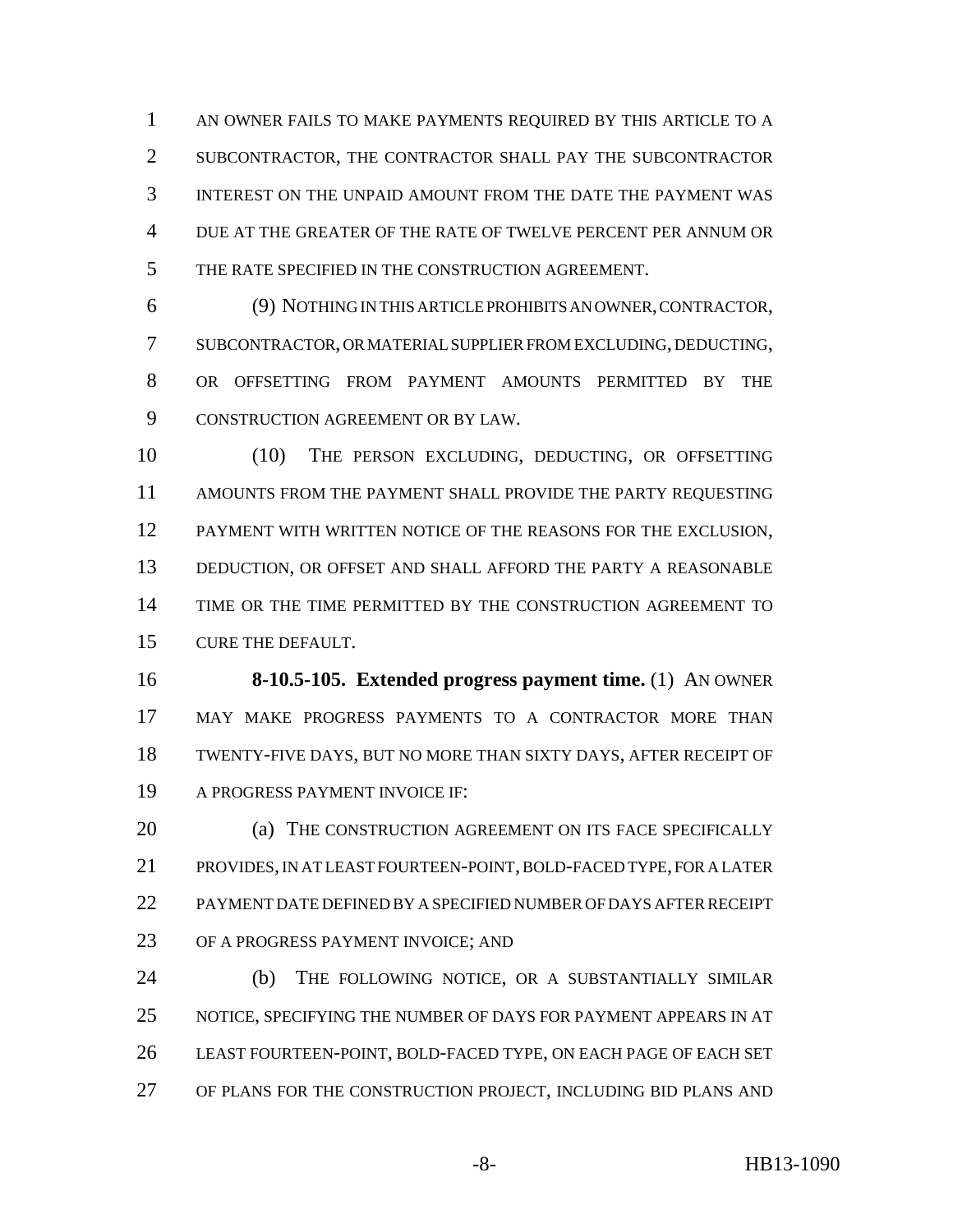AN OWNER FAILS TO MAKE PAYMENTS REQUIRED BY THIS ARTICLE TO A SUBCONTRACTOR, THE CONTRACTOR SHALL PAY THE SUBCONTRACTOR INTEREST ON THE UNPAID AMOUNT FROM THE DATE THE PAYMENT WAS DUE AT THE GREATER OF THE RATE OF TWELVE PERCENT PER ANNUM OR THE RATE SPECIFIED IN THE CONSTRUCTION AGREEMENT.

(9) NOTHING IN THIS ARTICLE PROHIBITS AN OWNER, CONTRACTOR, SUBCONTRACTOR, OR MATERIAL SUPPLIER FROM EXCLUDING, DEDUCTING, OR OFFSETTING FROM PAYMENT AMOUNTS PERMITTED BY THE CONSTRUCTION AGREEMENT OR BY LAW.

(10) THE PERSON EXCLUDING, DEDUCTING, OR OFFSETTING AMOUNTS FROM THE PAYMENT SHALL PROVIDE THE PARTY REQUESTING PAYMENT WITH WRITTEN NOTICE OF THE REASONS FOR THE EXCLUSION, DEDUCTION, OR OFFSET AND SHALL AFFORD THE PARTY A REASONABLE TIME OR THE TIME PERMITTED BY THE CONSTRUCTION AGREEMENT TO CURE THE DEFAULT.

**8-10.5-105. Extended progress payment time.** (1) AN OWNER MAY MAKE PROGRESS PAYMENTS TO A CONTRACTOR MORE THAN TWENTY-FIVE DAYS, BUT NO MORE THAN SIXTY DAYS, AFTER RECEIPT OF A PROGRESS PAYMENT INVOICE IF:

(a) THE CONSTRUCTION AGREEMENT ON ITS FACE SPECIFICALLY PROVIDES, IN AT LEAST FOURTEEN-POINT, BOLD-FACED TYPE, FOR A LATER PAYMENT DATE DEFINED BY A SPECIFIED NUMBER OF DAYS AFTER RECEIPT OF A PROGRESS PAYMENT INVOICE; AND

(b) THE FOLLOWING NOTICE, OR A SUBSTANTIALLY SIMILAR NOTICE, SPECIFYING THE NUMBER OF DAYS FOR PAYMENT APPEARS IN AT LEAST FOURTEEN-POINT, BOLD-FACED TYPE, ON EACH PAGE OF EACH SET OF PLANS FOR THE CONSTRUCTION PROJECT, INCLUDING BID PLANS AND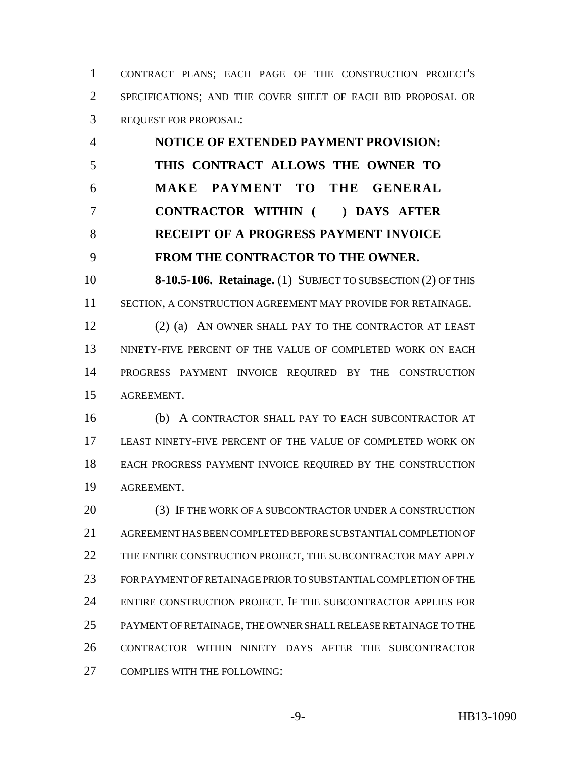CONTRACT PLANS; EACH PAGE OF THE CONSTRUCTION PROJECT'S SPECIFICATIONS; AND THE COVER SHEET OF EACH BID PROPOSAL OR REQUEST FOR PROPOSAL:

**NOTICE OF EXTENDED PAYMENT PROVISION: THIS CONTRACT ALLOWS THE OWNER TO MAKE PAYMENT TO THE GENERAL CONTRACTOR WITHIN (    ) DAYS AFTER RECEIPT OF A PROGRESS PAYMENT INVOICE FROM THE CONTRACTOR TO THE OWNER.**

**8-10.5-106. Retainage.** (1) SUBJECT TO SUBSECTION (2) OF THIS SECTION, A CONSTRUCTION AGREEMENT MAY PROVIDE FOR RETAINAGE.

(2) (a) AN OWNER SHALL PAY TO THE CONTRACTOR AT LEAST NINETY-FIVE PERCENT OF THE VALUE OF COMPLETED WORK ON EACH PROGRESS PAYMENT INVOICE REQUIRED BY THE CONSTRUCTION AGREEMENT.

(b) A CONTRACTOR SHALL PAY TO EACH SUBCONTRACTOR AT LEAST NINETY-FIVE PERCENT OF THE VALUE OF COMPLETED WORK ON EACH PROGRESS PAYMENT INVOICE REQUIRED BY THE CONSTRUCTION AGREEMENT.

(3) IF THE WORK OF A SUBCONTRACTOR UNDER A CONSTRUCTION AGREEMENT HAS BEEN COMPLETED BEFORE SUBSTANTIAL COMPLETION OF THE ENTIRE CONSTRUCTION PROJECT, THE SUBCONTRACTOR MAY APPLY FOR PAYMENT OF RETAINAGE PRIOR TO SUBSTANTIAL COMPLETION OF THE ENTIRE CONSTRUCTION PROJECT. IF THE SUBCONTRACTOR APPLIES FOR PAYMENT OF RETAINAGE, THE OWNER SHALL RELEASE RETAINAGE TO THE CONTRACTOR WITHIN NINETY DAYS AFTER THE SUBCONTRACTOR COMPLIES WITH THE FOLLOWING: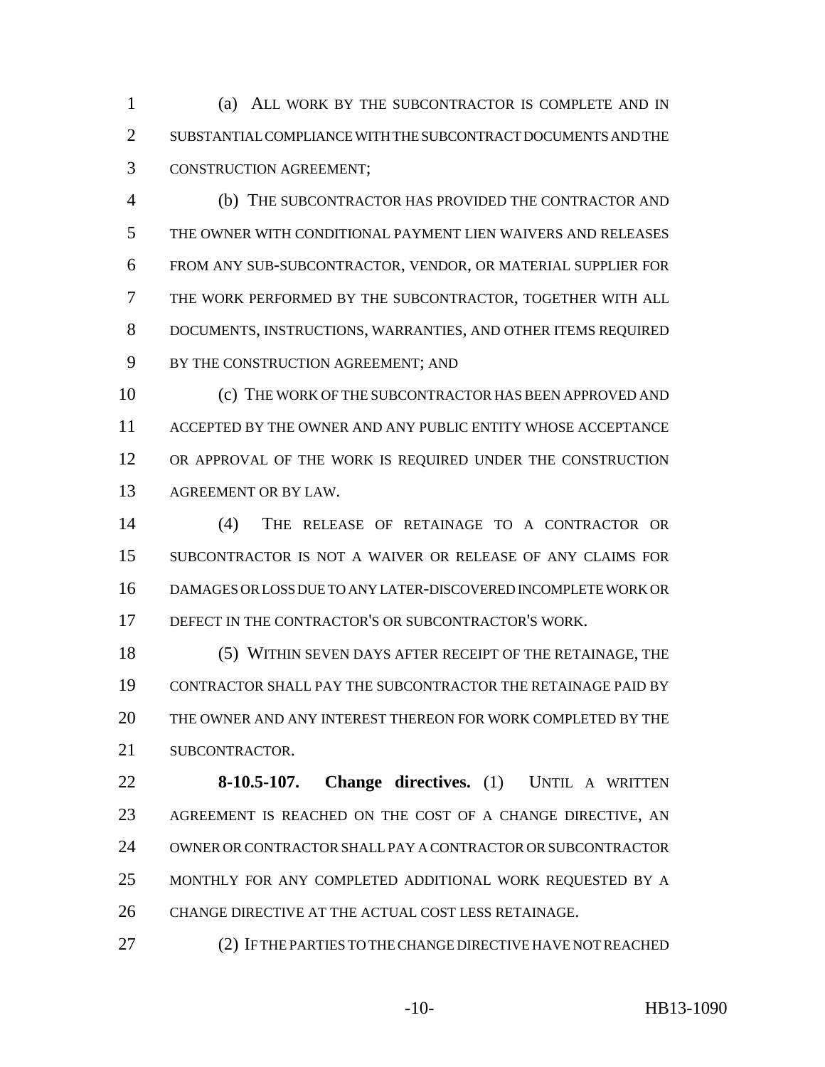(a) ALL WORK BY THE SUBCONTRACTOR IS COMPLETE AND IN SUBSTANTIAL COMPLIANCE WITH THE SUBCONTRACT DOCUMENTS AND THE CONSTRUCTION AGREEMENT;

(b) THE SUBCONTRACTOR HAS PROVIDED THE CONTRACTOR AND THE OWNER WITH CONDITIONAL PAYMENT LIEN WAIVERS AND RELEASES FROM ANY SUB-SUBCONTRACTOR, VENDOR, OR MATERIAL SUPPLIER FOR THE WORK PERFORMED BY THE SUBCONTRACTOR, TOGETHER WITH ALL DOCUMENTS, INSTRUCTIONS, WARRANTIES, AND OTHER ITEMS REQUIRED BY THE CONSTRUCTION AGREEMENT; AND

(c) THE WORK OF THE SUBCONTRACTOR HAS BEEN APPROVED AND ACCEPTED BY THE OWNER AND ANY PUBLIC ENTITY WHOSE ACCEPTANCE OR APPROVAL OF THE WORK IS REQUIRED UNDER THE CONSTRUCTION AGREEMENT OR BY LAW.

(4) THE RELEASE OF RETAINAGE TO A CONTRACTOR OR SUBCONTRACTOR IS NOT A WAIVER OR RELEASE OF ANY CLAIMS FOR DAMAGES OR LOSS DUE TO ANY LATER-DISCOVERED INCOMPLETE WORK OR DEFECT IN THE CONTRACTOR'S OR SUBCONTRACTOR'S WORK.

(5) WITHIN SEVEN DAYS AFTER RECEIPT OF THE RETAINAGE, THE CONTRACTOR SHALL PAY THE SUBCONTRACTOR THE RETAINAGE PAID BY THE OWNER AND ANY INTEREST THEREON FOR WORK COMPLETED BY THE SUBCONTRACTOR.

**8-10.5-107. Change directives.** (1) UNTIL A WRITTEN AGREEMENT IS REACHED ON THE COST OF A CHANGE DIRECTIVE, AN OWNER OR CONTRACTOR SHALL PAY A CONTRACTOR OR SUBCONTRACTOR MONTHLY FOR ANY COMPLETED ADDITIONAL WORK REQUESTED BY A CHANGE DIRECTIVE AT THE ACTUAL COST LESS RETAINAGE.

(2) IF THE PARTIES TO THE CHANGE DIRECTIVE HAVE NOT REACHED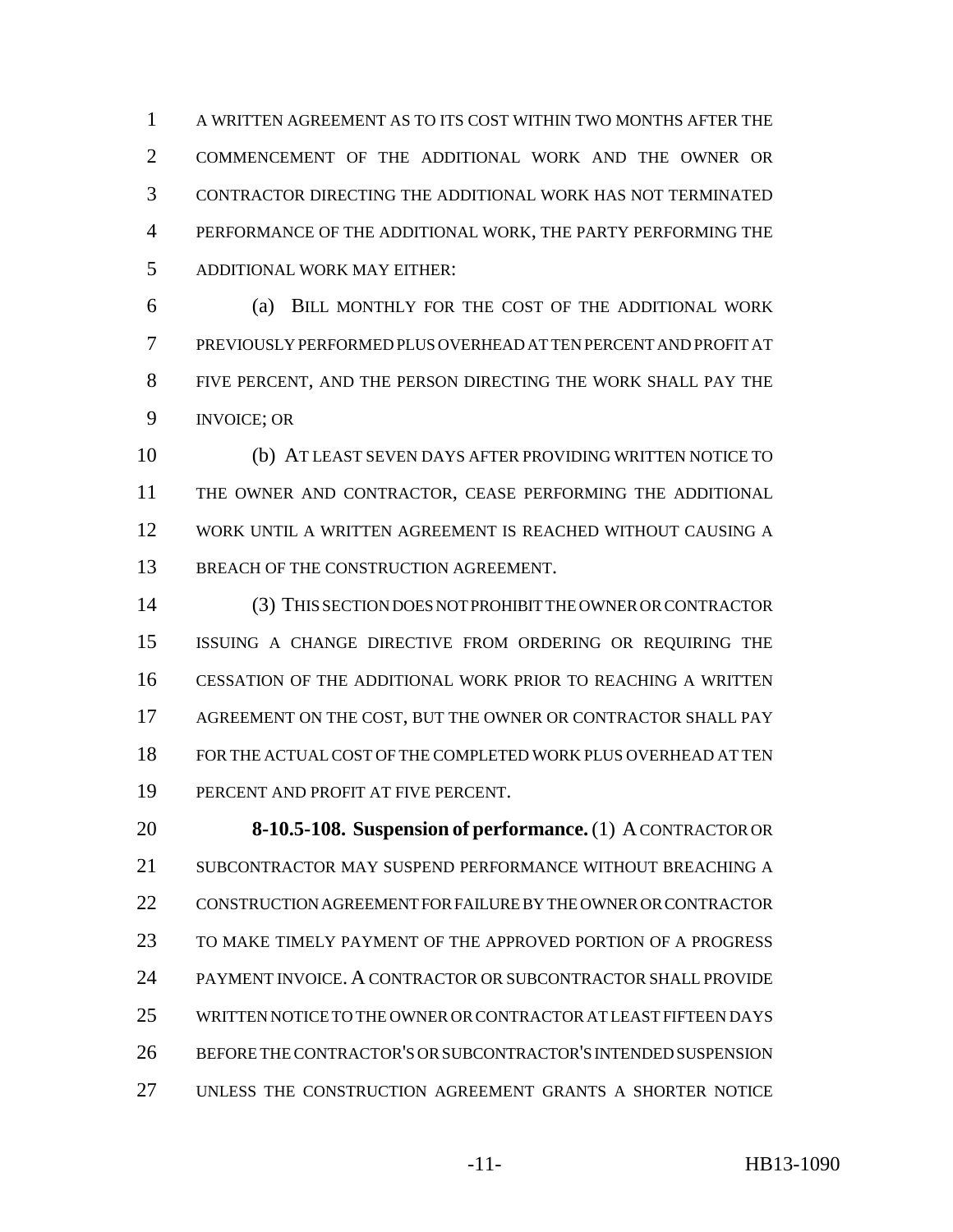A WRITTEN AGREEMENT AS TO ITS COST WITHIN TWO MONTHS AFTER THE COMMENCEMENT OF THE ADDITIONAL WORK AND THE OWNER OR CONTRACTOR DIRECTING THE ADDITIONAL WORK HAS NOT TERMINATED PERFORMANCE OF THE ADDITIONAL WORK, THE PARTY PERFORMING THE ADDITIONAL WORK MAY EITHER:

(a) BILL MONTHLY FOR THE COST OF THE ADDITIONAL WORK PREVIOUSLY PERFORMED PLUS OVERHEAD AT TEN PERCENT AND PROFIT AT FIVE PERCENT, AND THE PERSON DIRECTING THE WORK SHALL PAY THE INVOICE; OR

(b) AT LEAST SEVEN DAYS AFTER PROVIDING WRITTEN NOTICE TO THE OWNER AND CONTRACTOR, CEASE PERFORMING THE ADDITIONAL WORK UNTIL A WRITTEN AGREEMENT IS REACHED WITHOUT CAUSING A BREACH OF THE CONSTRUCTION AGREEMENT.

(3) THIS SECTION DOES NOT PROHIBIT THE OWNER OR CONTRACTOR ISSUING A CHANGE DIRECTIVE FROM ORDERING OR REQUIRING THE CESSATION OF THE ADDITIONAL WORK PRIOR TO REACHING A WRITTEN AGREEMENT ON THE COST, BUT THE OWNER OR CONTRACTOR SHALL PAY FOR THE ACTUAL COST OF THE COMPLETED WORK PLUS OVERHEAD AT TEN PERCENT AND PROFIT AT FIVE PERCENT.

**8-10.5-108. Suspension of performance.** (1) A CONTRACTOR OR SUBCONTRACTOR MAY SUSPEND PERFORMANCE WITHOUT BREACHING A CONSTRUCTION AGREEMENT FOR FAILURE BY THE OWNER OR CONTRACTOR TO MAKE TIMELY PAYMENT OF THE APPROVED PORTION OF A PROGRESS PAYMENT INVOICE. A CONTRACTOR OR SUBCONTRACTOR SHALL PROVIDE WRITTEN NOTICE TO THE OWNER OR CONTRACTOR AT LEAST FIFTEEN DAYS BEFORE THE CONTRACTOR'S OR SUBCONTRACTOR'S INTENDED SUSPENSION UNLESS THE CONSTRUCTION AGREEMENT GRANTS A SHORTER NOTICE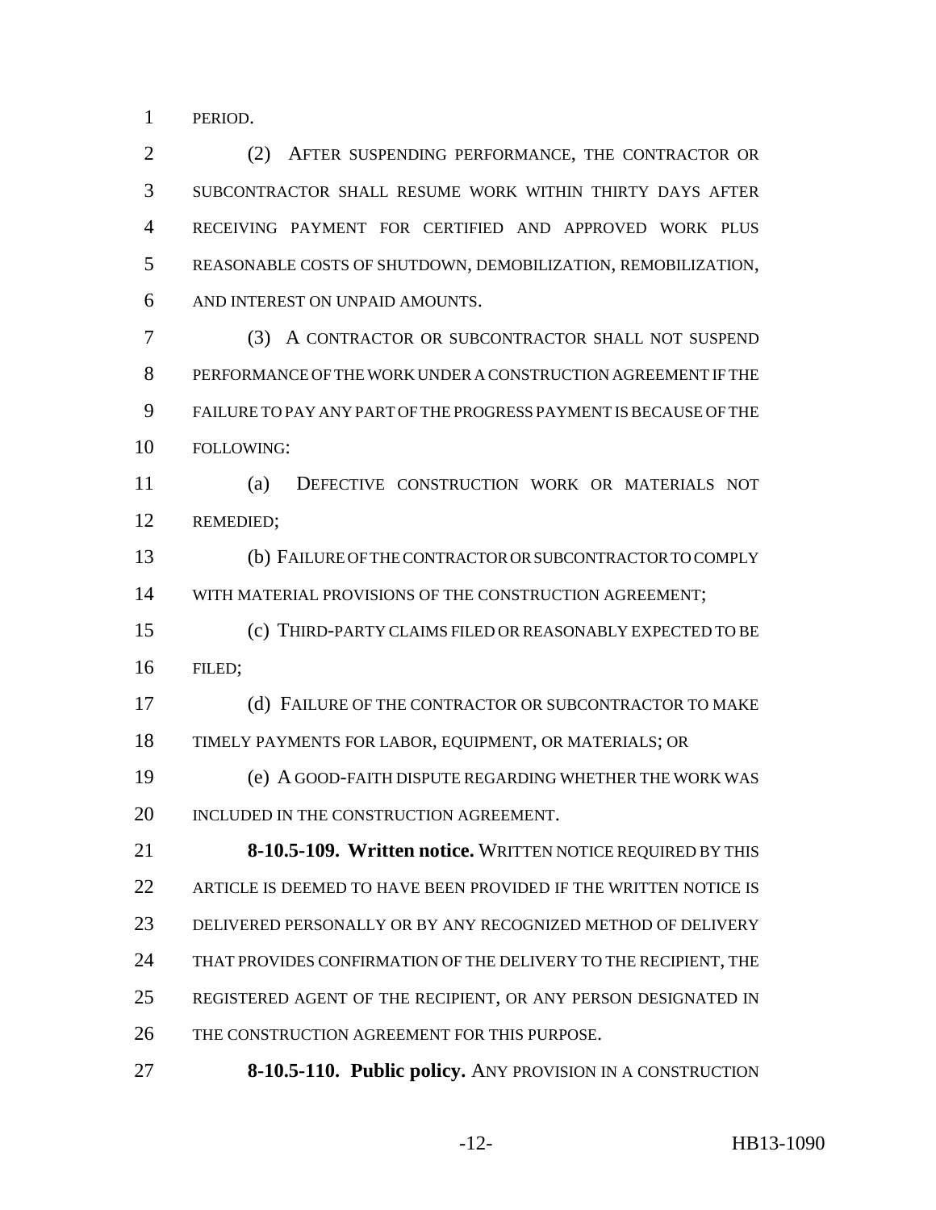PERIOD.

(2) AFTER SUSPENDING PERFORMANCE, THE CONTRACTOR OR SUBCONTRACTOR SHALL RESUME WORK WITHIN THIRTY DAYS AFTER RECEIVING PAYMENT FOR CERTIFIED AND APPROVED WORK PLUS REASONABLE COSTS OF SHUTDOWN, DEMOBILIZATION, REMOBILIZATION, AND INTEREST ON UNPAID AMOUNTS.

(3) A CONTRACTOR OR SUBCONTRACTOR SHALL NOT SUSPEND PERFORMANCE OF THE WORK UNDER A CONSTRUCTION AGREEMENT IF THE FAILURE TO PAY ANY PART OF THE PROGRESS PAYMENT IS BECAUSE OF THE FOLLOWING:

(a) DEFECTIVE CONSTRUCTION WORK OR MATERIALS NOT REMEDIED;

(b) FAILURE OF THE CONTRACTOR OR SUBCONTRACTOR TO COMPLY WITH MATERIAL PROVISIONS OF THE CONSTRUCTION AGREEMENT;

(c) THIRD-PARTY CLAIMS FILED OR REASONABLY EXPECTED TO BE FILED;

(d) FAILURE OF THE CONTRACTOR OR SUBCONTRACTOR TO MAKE TIMELY PAYMENTS FOR LABOR, EQUIPMENT, OR MATERIALS; OR

(e) A GOOD-FAITH DISPUTE REGARDING WHETHER THE WORK WAS INCLUDED IN THE CONSTRUCTION AGREEMENT.

**8-10.5-109. Written notice.** WRITTEN NOTICE REQUIRED BY THIS ARTICLE IS DEEMED TO HAVE BEEN PROVIDED IF THE WRITTEN NOTICE IS DELIVERED PERSONALLY OR BY ANY RECOGNIZED METHOD OF DELIVERY THAT PROVIDES CONFIRMATION OF THE DELIVERY TO THE RECIPIENT, THE REGISTERED AGENT OF THE RECIPIENT, OR ANY PERSON DESIGNATED IN THE CONSTRUCTION AGREEMENT FOR THIS PURPOSE.

**8-10.5-110. Public policy.** ANY PROVISION IN A CONSTRUCTION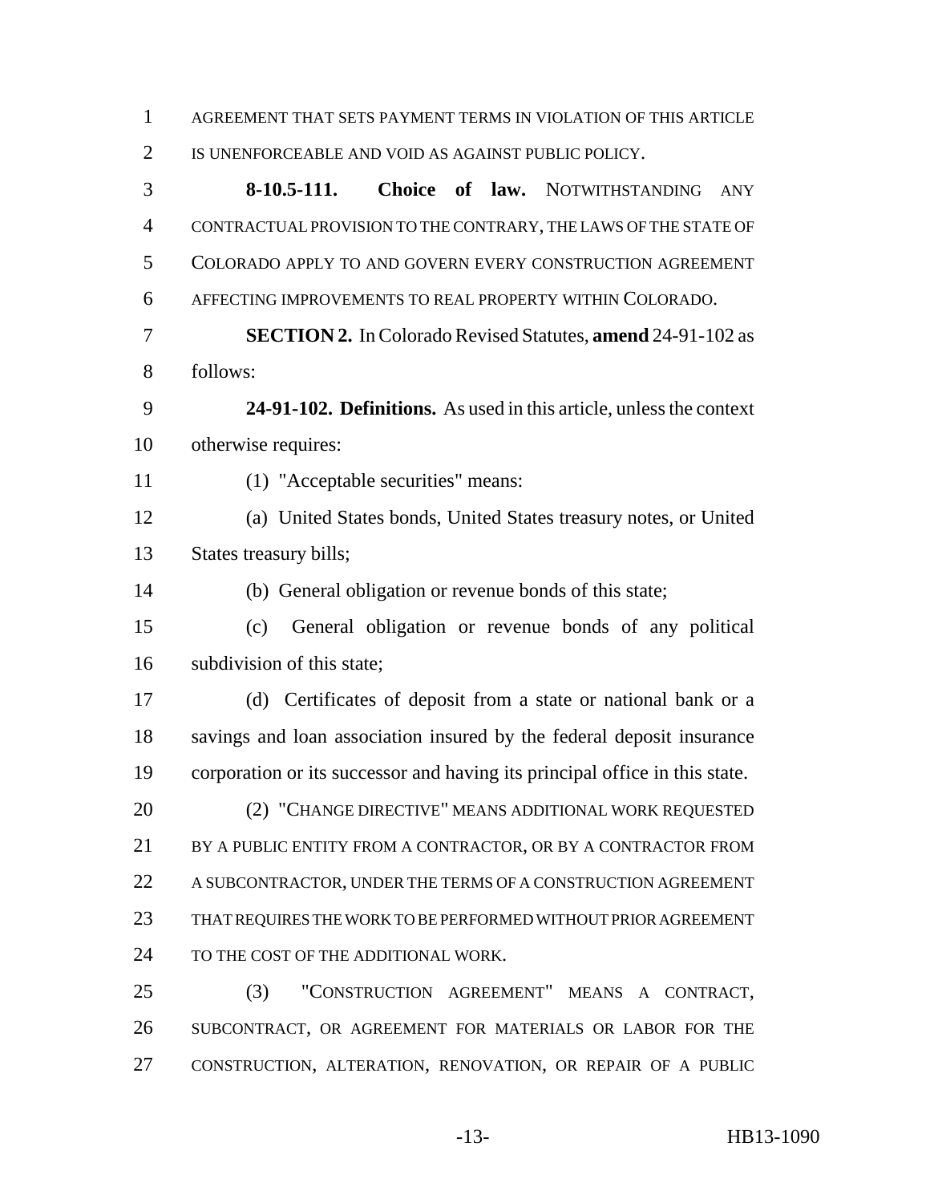AGREEMENT THAT SETS PAYMENT TERMS IN VIOLATION OF THIS ARTICLE IS UNENFORCEABLE AND VOID AS AGAINST PUBLIC POLICY.

**8-10.5-111. Choice of law.** NOTWITHSTANDING ANY CONTRACTUAL PROVISION TO THE CONTRARY, THE LAWS OF THE STATE OF COLORADO APPLY TO AND GOVERN EVERY CONSTRUCTION AGREEMENT AFFECTING IMPROVEMENTS TO REAL PROPERTY WITHIN COLORADO.

**SECTION 2.** In Colorado Revised Statutes, **amend** 24-91-102 as follows:

**24-91-102. Definitions.** As used in this article, unless the context otherwise requires:

(1) "Acceptable securities" means:

(a) United States bonds, United States treasury notes, or United States treasury bills;

(b) General obligation or revenue bonds of this state;

(c) General obligation or revenue bonds of any political subdivision of this state;

(d) Certificates of deposit from a state or national bank or a savings and loan association insured by the federal deposit insurance corporation or its successor and having its principal office in this state.

(2) "CHANGE DIRECTIVE" MEANS ADDITIONAL WORK REQUESTED BY A PUBLIC ENTITY FROM A CONTRACTOR, OR BY A CONTRACTOR FROM A SUBCONTRACTOR, UNDER THE TERMS OF A CONSTRUCTION AGREEMENT THAT REQUIRES THE WORK TO BE PERFORMED WITHOUT PRIOR AGREEMENT TO THE COST OF THE ADDITIONAL WORK.

(3) "CONSTRUCTION AGREEMENT" MEANS A CONTRACT, SUBCONTRACT, OR AGREEMENT FOR MATERIALS OR LABOR FOR THE CONSTRUCTION, ALTERATION, RENOVATION, OR REPAIR OF A PUBLIC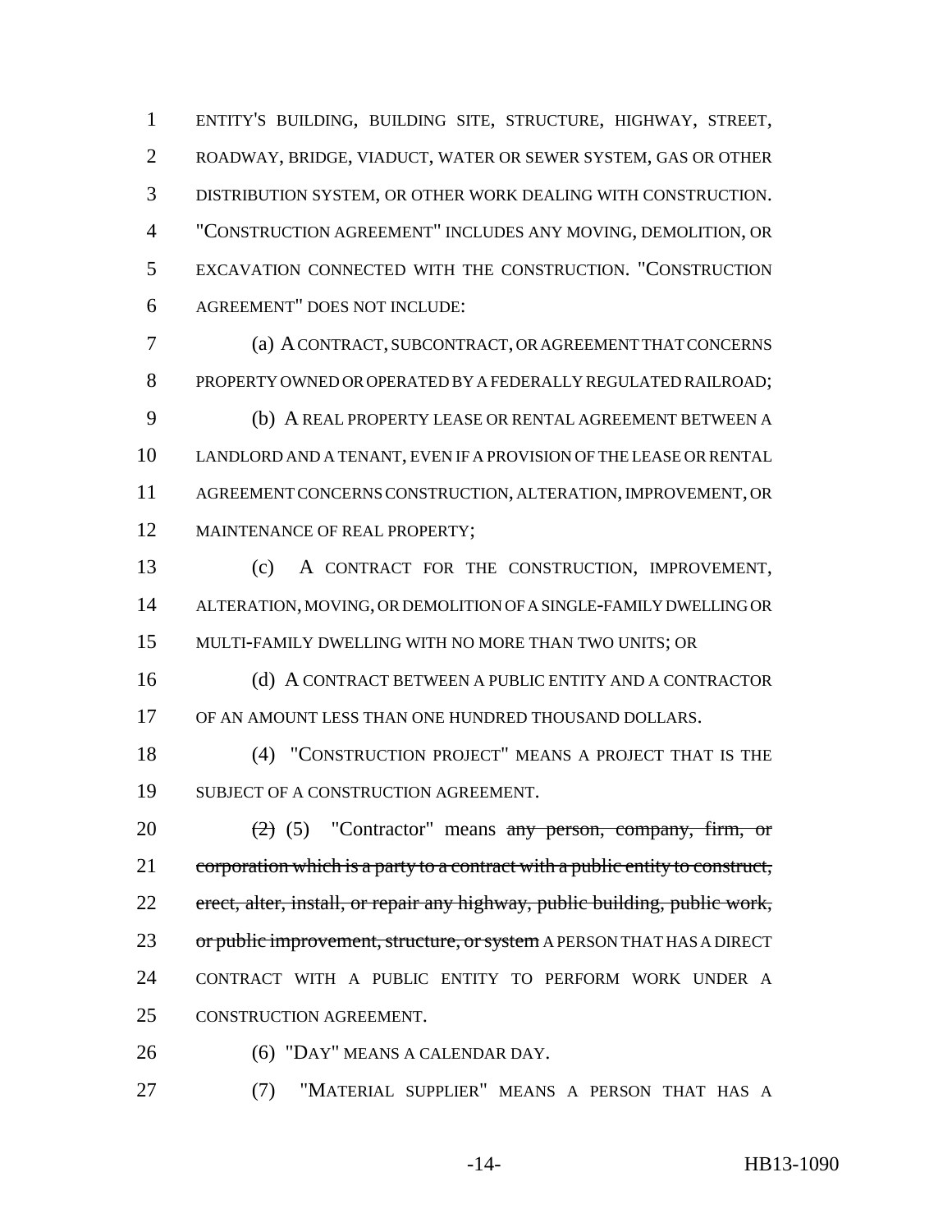ENTITY'S BUILDING, BUILDING SITE, STRUCTURE, HIGHWAY, STREET, ROADWAY, BRIDGE, VIADUCT, WATER OR SEWER SYSTEM, GAS OR OTHER DISTRIBUTION SYSTEM, OR OTHER WORK DEALING WITH CONSTRUCTION. "CONSTRUCTION AGREEMENT" INCLUDES ANY MOVING, DEMOLITION, OR EXCAVATION CONNECTED WITH THE CONSTRUCTION. "CONSTRUCTION AGREEMENT" DOES NOT INCLUDE:

(a) A CONTRACT, SUBCONTRACT, OR AGREEMENT THAT CONCERNS PROPERTY OWNED OR OPERATED BY A FEDERALLY REGULATED RAILROAD;

(b) A REAL PROPERTY LEASE OR RENTAL AGREEMENT BETWEEN A LANDLORD AND A TENANT, EVEN IF A PROVISION OF THE LEASE OR RENTAL AGREEMENT CONCERNS CONSTRUCTION, ALTERATION, IMPROVEMENT, OR MAINTENANCE OF REAL PROPERTY;

(c) A CONTRACT FOR THE CONSTRUCTION, IMPROVEMENT, ALTERATION, MOVING, OR DEMOLITION OF A SINGLE-FAMILY DWELLING OR MULTI-FAMILY DWELLING WITH NO MORE THAN TWO UNITS; OR

(d) A CONTRACT BETWEEN A PUBLIC ENTITY AND A CONTRACTOR OF AN AMOUNT LESS THAN ONE HUNDRED THOUSAND DOLLARS.

(4) "CONSTRUCTION PROJECT" MEANS A PROJECT THAT IS THE SUBJECT OF A CONSTRUCTION AGREEMENT.

~~(2)~~ (5) "Contractor" means ~~any person, company, firm, or corporation which is a party to a contract with a public entity to construct, erect, alter, install, or repair any highway, public building, public work, or public improvement, structure, or system~~ A PERSON THAT HAS A DIRECT CONTRACT WITH A PUBLIC ENTITY TO PERFORM WORK UNDER A CONSTRUCTION AGREEMENT.

(6) "DAY" MEANS A CALENDAR DAY.

(7) "MATERIAL SUPPLIER" MEANS A PERSON THAT HAS A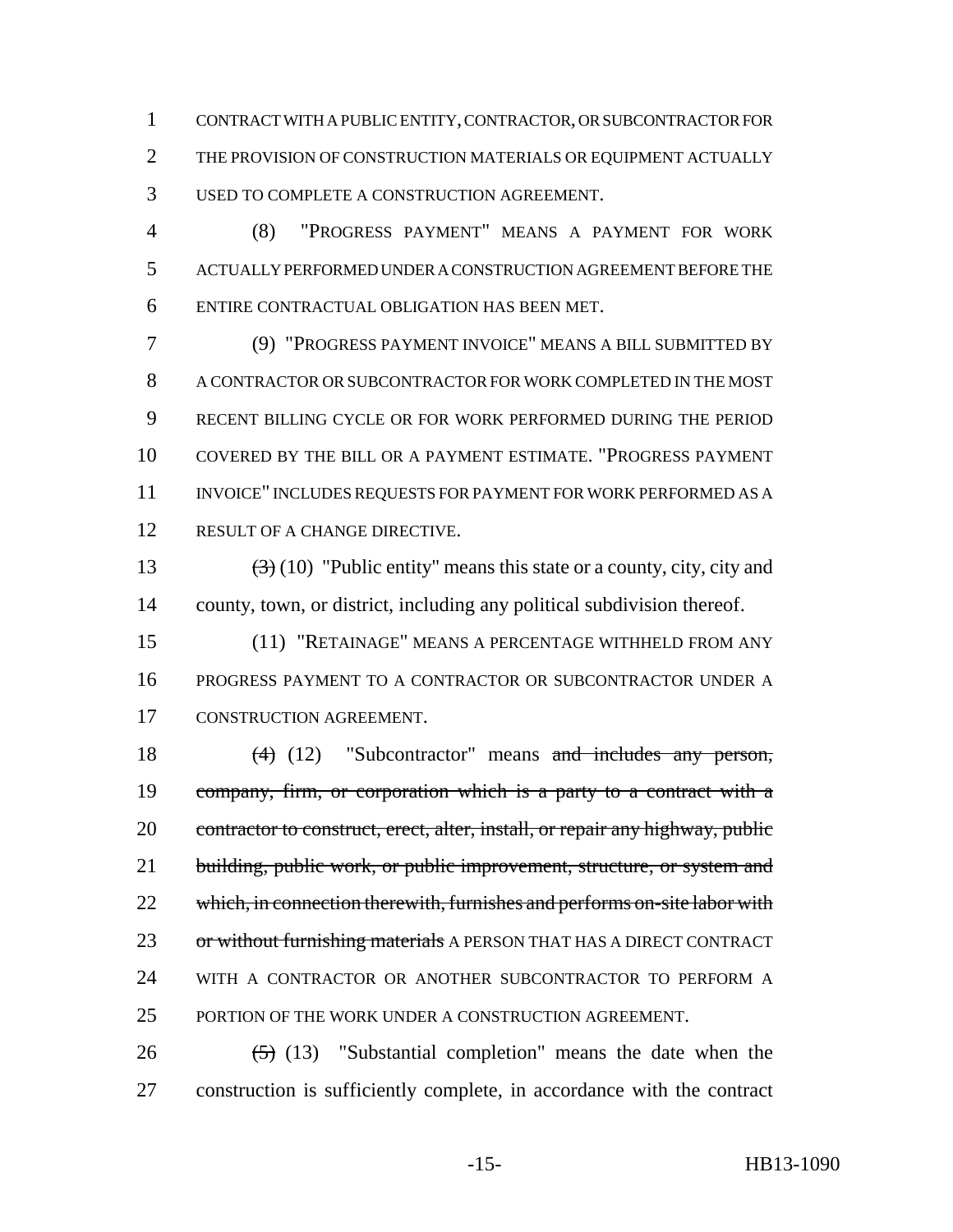CONTRACT WITH A PUBLIC ENTITY, CONTRACTOR, OR SUBCONTRACTOR FOR THE PROVISION OF CONSTRUCTION MATERIALS OR EQUIPMENT ACTUALLY USED TO COMPLETE A CONSTRUCTION AGREEMENT.

(8) "PROGRESS PAYMENT" MEANS A PAYMENT FOR WORK ACTUALLY PERFORMED UNDER A CONSTRUCTION AGREEMENT BEFORE THE ENTIRE CONTRACTUAL OBLIGATION HAS BEEN MET.

(9) "PROGRESS PAYMENT INVOICE" MEANS A BILL SUBMITTED BY A CONTRACTOR OR SUBCONTRACTOR FOR WORK COMPLETED IN THE MOST RECENT BILLING CYCLE OR FOR WORK PERFORMED DURING THE PERIOD COVERED BY THE BILL OR A PAYMENT ESTIMATE. "PROGRESS PAYMENT INVOICE" INCLUDES REQUESTS FOR PAYMENT FOR WORK PERFORMED AS A RESULT OF A CHANGE DIRECTIVE.

~~(3)~~ (10) "Public entity" means this state or a county, city, city and county, town, or district, including any political subdivision thereof.

(11) "RETAINAGE" MEANS A PERCENTAGE WITHHELD FROM ANY PROGRESS PAYMENT TO A CONTRACTOR OR SUBCONTRACTOR UNDER A CONSTRUCTION AGREEMENT.

~~(4)~~ (12) "Subcontractor" means ~~and includes any person, company, firm, or corporation which is a party to a contract with a contractor to construct, erect, alter, install, or repair any highway, public building, public work, or public improvement, structure, or system and which, in connection therewith, furnishes and performs on-site labor with or without furnishing materials~~ A PERSON THAT HAS A DIRECT CONTRACT WITH A CONTRACTOR OR ANOTHER SUBCONTRACTOR TO PERFORM A PORTION OF THE WORK UNDER A CONSTRUCTION AGREEMENT.

~~(5)~~ (13) "Substantial completion" means the date when the construction is sufficiently complete, in accordance with the contract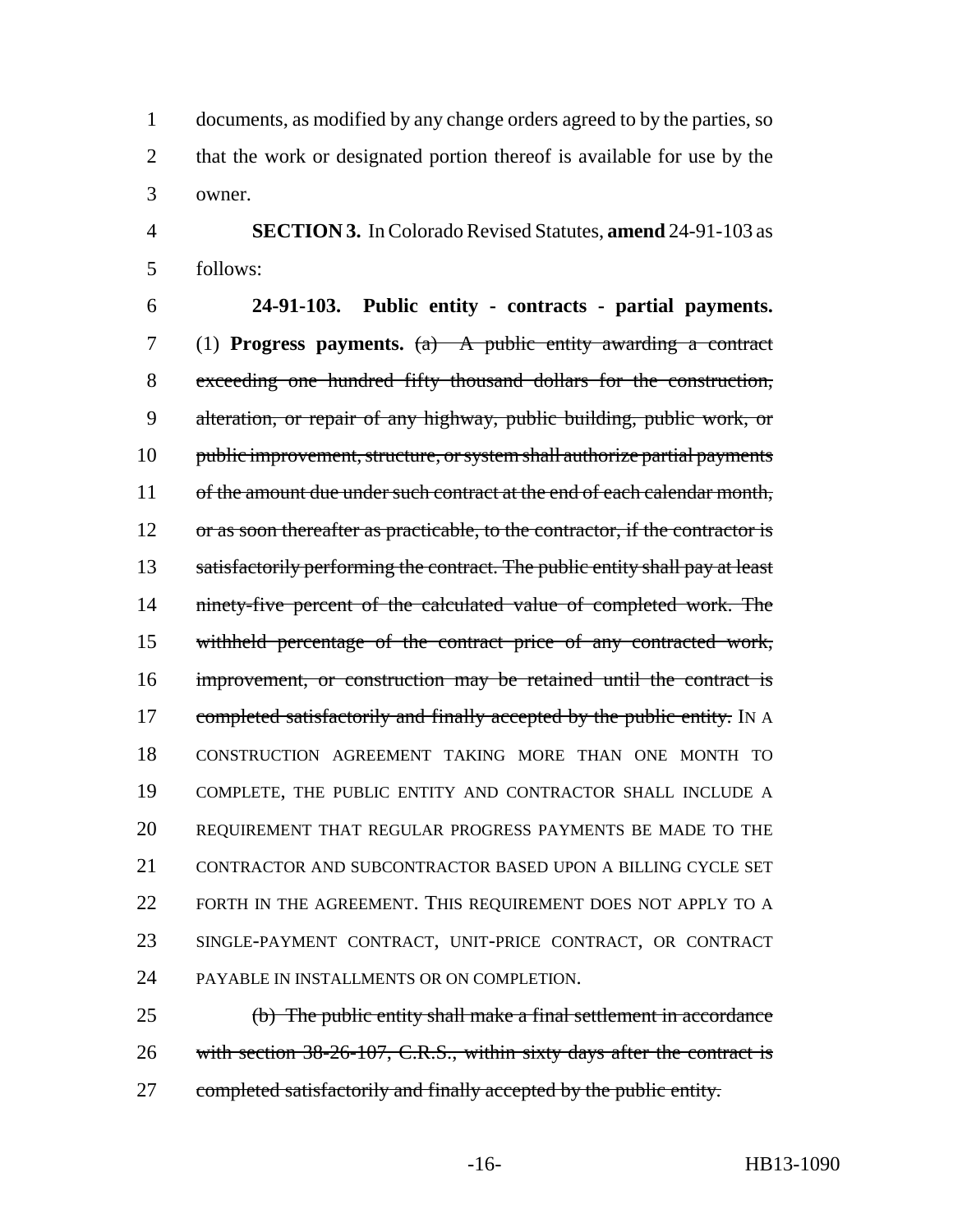documents, as modified by any change orders agreed to by the parties, so that the work or designated portion thereof is available for use by the owner.

**SECTION 3.** In Colorado Revised Statutes, **amend** 24-91-103 as follows:

**24-91-103. Public entity - contracts - partial payments.** (1) **Progress payments.** ~~(a) A public entity awarding a contract exceeding one hundred fifty thousand dollars for the construction, alteration, or repair of any highway, public building, public work, or public improvement, structure, or system shall authorize partial payments of the amount due under such contract at the end of each calendar month, or as soon thereafter as practicable, to the contractor, if the contractor is satisfactorily performing the contract. The public entity shall pay at least ninety-five percent of the calculated value of completed work. The withheld percentage of the contract price of any contracted work, improvement, or construction may be retained until the contract is completed satisfactorily and finally accepted by the public entity.~~ IN A CONSTRUCTION AGREEMENT TAKING MORE THAN ONE MONTH TO COMPLETE, THE PUBLIC ENTITY AND CONTRACTOR SHALL INCLUDE A REQUIREMENT THAT REGULAR PROGRESS PAYMENTS BE MADE TO THE CONTRACTOR AND SUBCONTRACTOR BASED UPON A BILLING CYCLE SET FORTH IN THE AGREEMENT. THIS REQUIREMENT DOES NOT APPLY TO A SINGLE-PAYMENT CONTRACT, UNIT-PRICE CONTRACT, OR CONTRACT PAYABLE IN INSTALLMENTS OR ON COMPLETION.

~~(b) The public entity shall make a final settlement in accordance with section 38-26-107, C.R.S., within sixty days after the contract is completed satisfactorily and finally accepted by the public entity.~~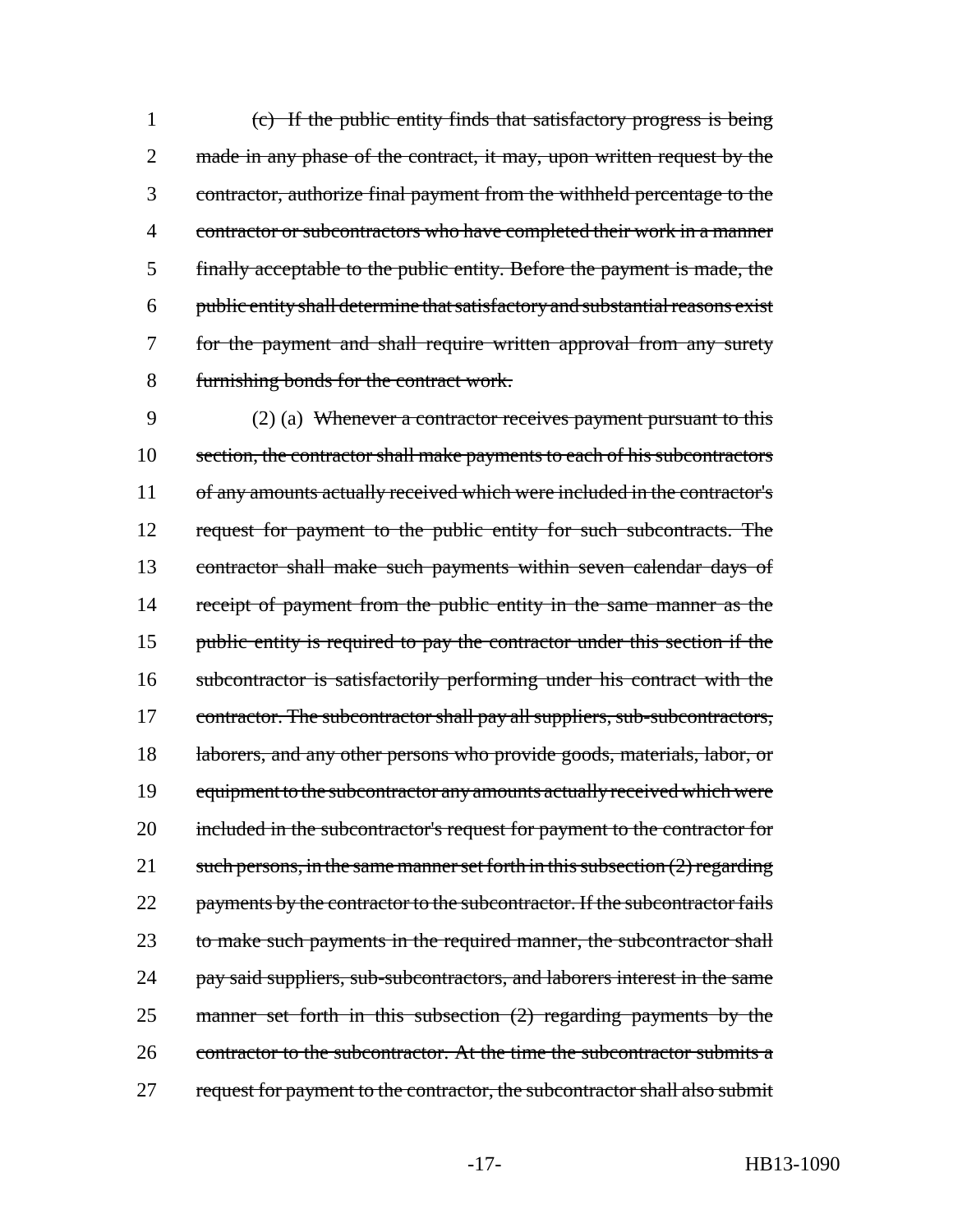1 (c) If the public entity finds that satisfactory progress is being
2 made in any phase of the contract, it may, upon written request by the
3 contractor, authorize final payment from the withheld percentage to the
4 contractor or subcontractors who have completed their work in a manner
5 finally acceptable to the public entity. Before the payment is made, the
6 public entity shall determine that satisfactory and substantial reasons exist
7 for the payment and shall require written approval from any surety
8 furnishing bonds for the contract work.

9 (2) (a) Whenever a contractor receives payment pursuant to this
10 section, the contractor shall make payments to each of his subcontractors
11 of any amounts actually received which were included in the contractor's
12 request for payment to the public entity for such subcontracts. The
13 contractor shall make such payments within seven calendar days of
14 receipt of payment from the public entity in the same manner as the
15 public entity is required to pay the contractor under this section if the
16 subcontractor is satisfactorily performing under his contract with the
17 contractor. The subcontractor shall pay all suppliers, sub-subcontractors,
18 laborers, and any other persons who provide goods, materials, labor, or
19 equipment to the subcontractor any amounts actually received which were
20 included in the subcontractor's request for payment to the contractor for
21 such persons, in the same manner set forth in this subsection (2) regarding
22 payments by the contractor to the subcontractor. If the subcontractor fails
23 to make such payments in the required manner, the subcontractor shall
24 pay said suppliers, sub-subcontractors, and laborers interest in the same
25 manner set forth in this subsection (2) regarding payments by the
26 contractor to the subcontractor. At the time the subcontractor submits a
27 request for payment to the contractor, the subcontractor shall also submit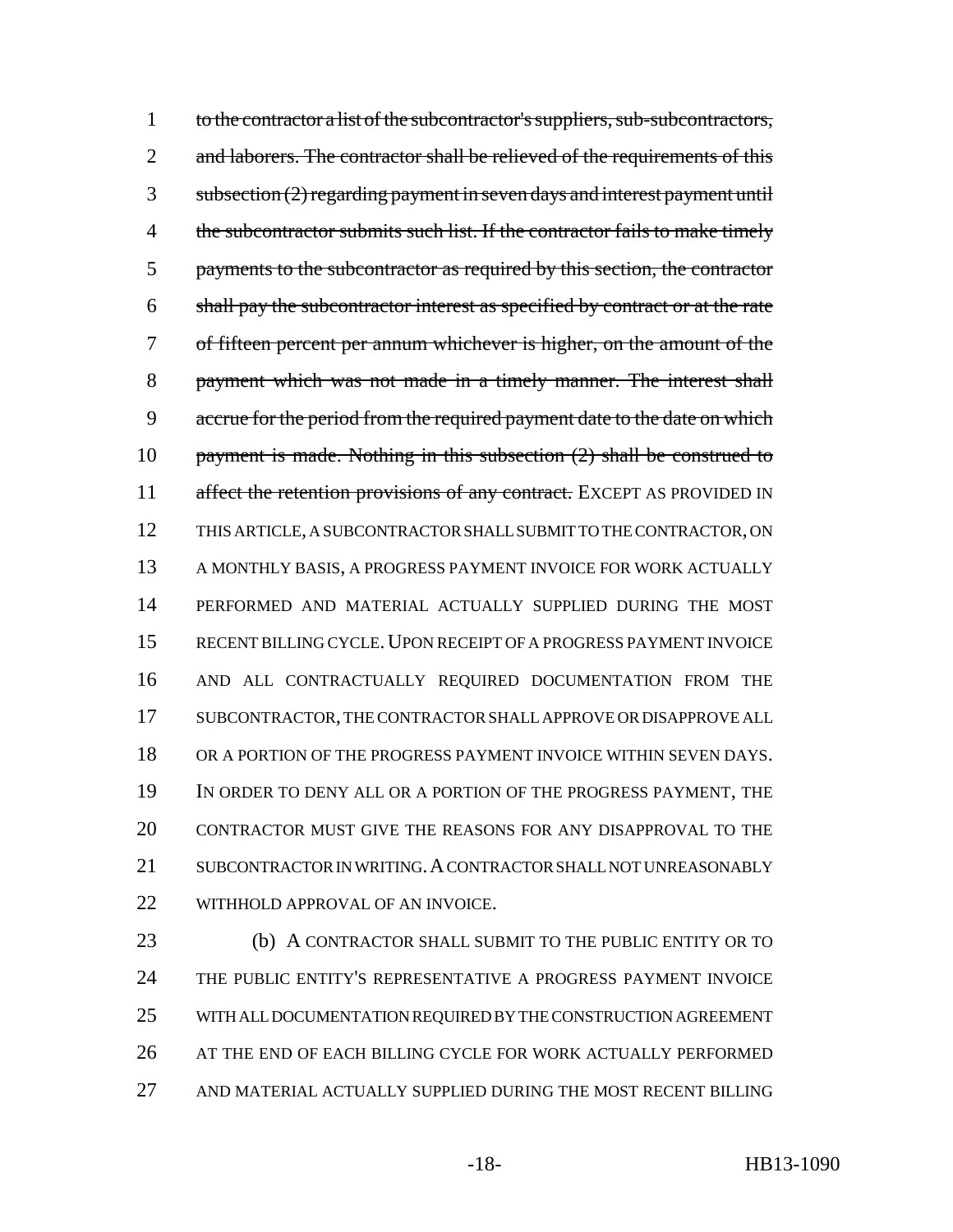~~to the contractor a list of the subcontractor's suppliers, sub-subcontractors, and laborers. The contractor shall be relieved of the requirements of this subsection (2) regarding payment in seven days and interest payment until the subcontractor submits such list. If the contractor fails to make timely payments to the subcontractor as required by this section, the contractor shall pay the subcontractor interest as specified by contract or at the rate of fifteen percent per annum whichever is higher, on the amount of the payment which was not made in a timely manner. The interest shall accrue for the period from the required payment date to the date on which payment is made. Nothing in this subsection (2) shall be construed to affect the retention provisions of any contract.~~ EXCEPT AS PROVIDED IN THIS ARTICLE, A SUBCONTRACTOR SHALL SUBMIT TO THE CONTRACTOR, ON A MONTHLY BASIS, A PROGRESS PAYMENT INVOICE FOR WORK ACTUALLY PERFORMED AND MATERIAL ACTUALLY SUPPLIED DURING THE MOST RECENT BILLING CYCLE. UPON RECEIPT OF A PROGRESS PAYMENT INVOICE AND ALL CONTRACTUALLY REQUIRED DOCUMENTATION FROM THE SUBCONTRACTOR, THE CONTRACTOR SHALL APPROVE OR DISAPPROVE ALL OR A PORTION OF THE PROGRESS PAYMENT INVOICE WITHIN SEVEN DAYS. IN ORDER TO DENY ALL OR A PORTION OF THE PROGRESS PAYMENT, THE CONTRACTOR MUST GIVE THE REASONS FOR ANY DISAPPROVAL TO THE SUBCONTRACTOR IN WRITING. A CONTRACTOR SHALL NOT UNREASONABLY WITHHOLD APPROVAL OF AN INVOICE.

(b) A CONTRACTOR SHALL SUBMIT TO THE PUBLIC ENTITY OR TO THE PUBLIC ENTITY'S REPRESENTATIVE A PROGRESS PAYMENT INVOICE WITH ALL DOCUMENTATION REQUIRED BY THE CONSTRUCTION AGREEMENT AT THE END OF EACH BILLING CYCLE FOR WORK ACTUALLY PERFORMED AND MATERIAL ACTUALLY SUPPLIED DURING THE MOST RECENT BILLING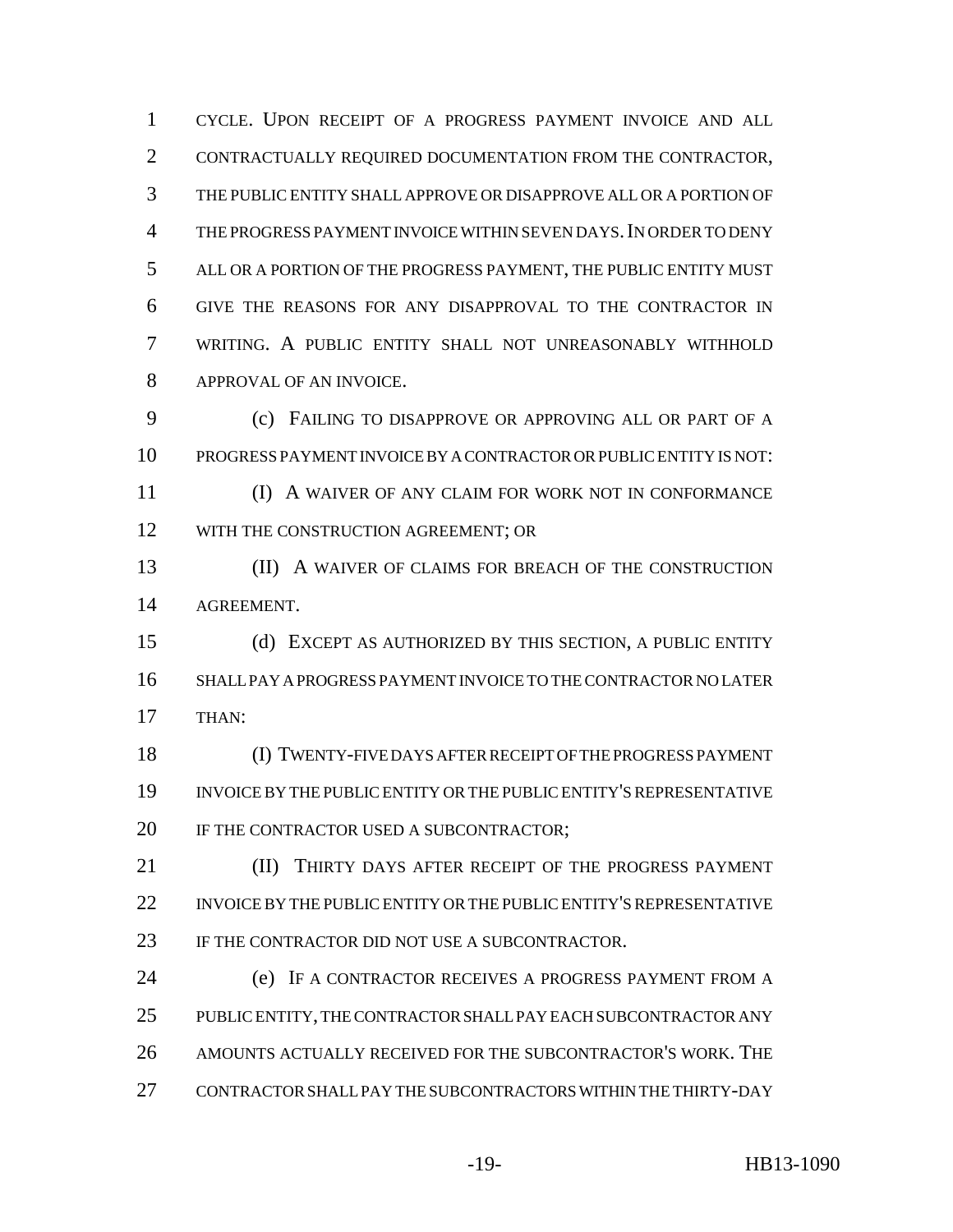CYCLE. UPON RECEIPT OF A PROGRESS PAYMENT INVOICE AND ALL CONTRACTUALLY REQUIRED DOCUMENTATION FROM THE CONTRACTOR, THE PUBLIC ENTITY SHALL APPROVE OR DISAPPROVE ALL OR A PORTION OF THE PROGRESS PAYMENT INVOICE WITHIN SEVEN DAYS. IN ORDER TO DENY ALL OR A PORTION OF THE PROGRESS PAYMENT, THE PUBLIC ENTITY MUST GIVE THE REASONS FOR ANY DISAPPROVAL TO THE CONTRACTOR IN WRITING. A PUBLIC ENTITY SHALL NOT UNREASONABLY WITHHOLD APPROVAL OF AN INVOICE.

(c) FAILING TO DISAPPROVE OR APPROVING ALL OR PART OF A PROGRESS PAYMENT INVOICE BY A CONTRACTOR OR PUBLIC ENTITY IS NOT:

(I) A WAIVER OF ANY CLAIM FOR WORK NOT IN CONFORMANCE WITH THE CONSTRUCTION AGREEMENT; OR

(II) A WAIVER OF CLAIMS FOR BREACH OF THE CONSTRUCTION AGREEMENT.

(d) EXCEPT AS AUTHORIZED BY THIS SECTION, A PUBLIC ENTITY SHALL PAY A PROGRESS PAYMENT INVOICE TO THE CONTRACTOR NO LATER THAN:

(I) TWENTY-FIVE DAYS AFTER RECEIPT OF THE PROGRESS PAYMENT INVOICE BY THE PUBLIC ENTITY OR THE PUBLIC ENTITY'S REPRESENTATIVE IF THE CONTRACTOR USED A SUBCONTRACTOR;

(II) THIRTY DAYS AFTER RECEIPT OF THE PROGRESS PAYMENT INVOICE BY THE PUBLIC ENTITY OR THE PUBLIC ENTITY'S REPRESENTATIVE IF THE CONTRACTOR DID NOT USE A SUBCONTRACTOR.

(e) IF A CONTRACTOR RECEIVES A PROGRESS PAYMENT FROM A PUBLIC ENTITY, THE CONTRACTOR SHALL PAY EACH SUBCONTRACTOR ANY AMOUNTS ACTUALLY RECEIVED FOR THE SUBCONTRACTOR'S WORK. THE CONTRACTOR SHALL PAY THE SUBCONTRACTORS WITHIN THE THIRTY-DAY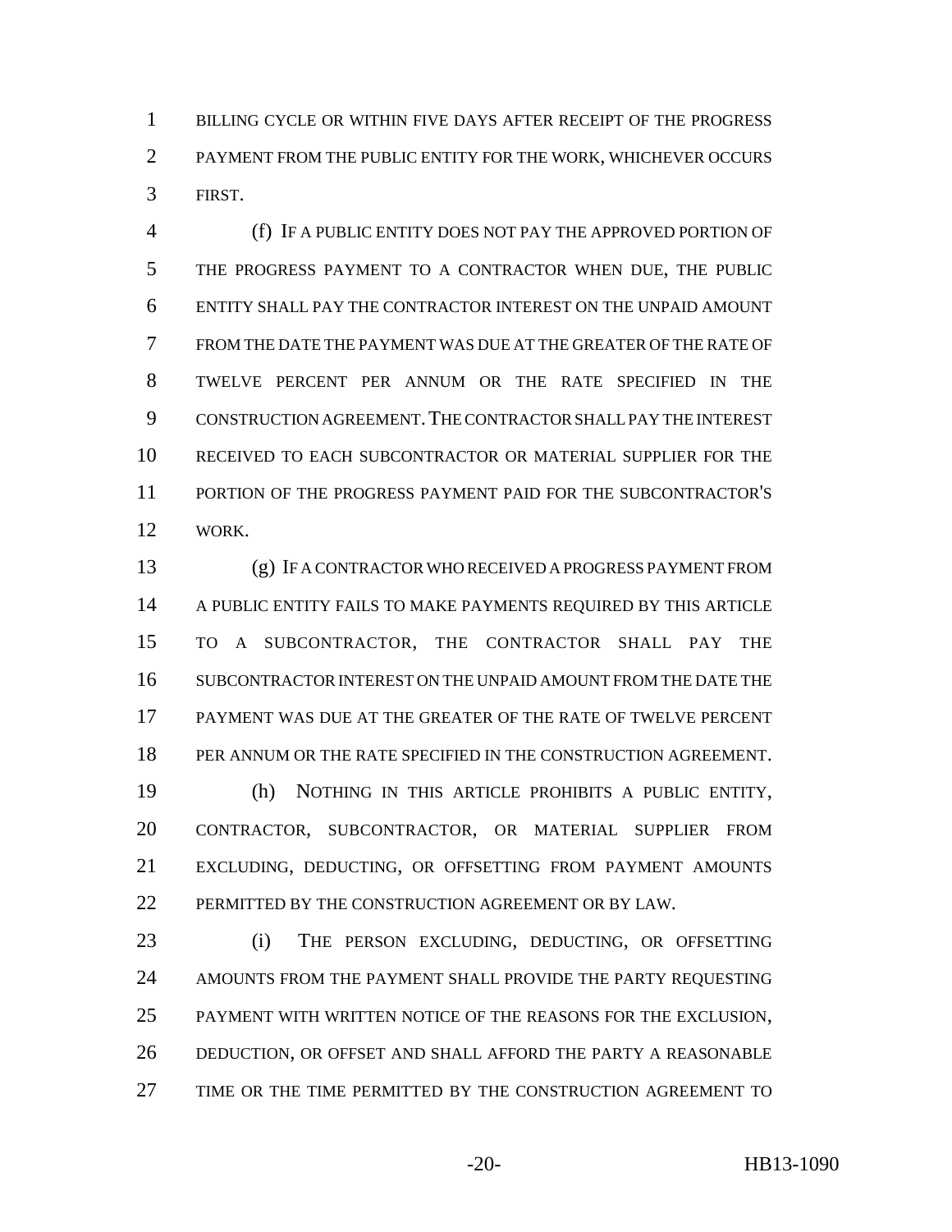BILLING CYCLE OR WITHIN FIVE DAYS AFTER RECEIPT OF THE PROGRESS PAYMENT FROM THE PUBLIC ENTITY FOR THE WORK, WHICHEVER OCCURS FIRST.

(f) IF A PUBLIC ENTITY DOES NOT PAY THE APPROVED PORTION OF THE PROGRESS PAYMENT TO A CONTRACTOR WHEN DUE, THE PUBLIC ENTITY SHALL PAY THE CONTRACTOR INTEREST ON THE UNPAID AMOUNT FROM THE DATE THE PAYMENT WAS DUE AT THE GREATER OF THE RATE OF TWELVE PERCENT PER ANNUM OR THE RATE SPECIFIED IN THE CONSTRUCTION AGREEMENT. THE CONTRACTOR SHALL PAY THE INTEREST RECEIVED TO EACH SUBCONTRACTOR OR MATERIAL SUPPLIER FOR THE PORTION OF THE PROGRESS PAYMENT PAID FOR THE SUBCONTRACTOR'S WORK.

(g) IF A CONTRACTOR WHO RECEIVED A PROGRESS PAYMENT FROM A PUBLIC ENTITY FAILS TO MAKE PAYMENTS REQUIRED BY THIS ARTICLE TO A SUBCONTRACTOR, THE CONTRACTOR SHALL PAY THE SUBCONTRACTOR INTEREST ON THE UNPAID AMOUNT FROM THE DATE THE PAYMENT WAS DUE AT THE GREATER OF THE RATE OF TWELVE PERCENT PER ANNUM OR THE RATE SPECIFIED IN THE CONSTRUCTION AGREEMENT.

(h) NOTHING IN THIS ARTICLE PROHIBITS A PUBLIC ENTITY, CONTRACTOR, SUBCONTRACTOR, OR MATERIAL SUPPLIER FROM EXCLUDING, DEDUCTING, OR OFFSETTING FROM PAYMENT AMOUNTS PERMITTED BY THE CONSTRUCTION AGREEMENT OR BY LAW.

(i) THE PERSON EXCLUDING, DEDUCTING, OR OFFSETTING AMOUNTS FROM THE PAYMENT SHALL PROVIDE THE PARTY REQUESTING PAYMENT WITH WRITTEN NOTICE OF THE REASONS FOR THE EXCLUSION, DEDUCTION, OR OFFSET AND SHALL AFFORD THE PARTY A REASONABLE TIME OR THE TIME PERMITTED BY THE CONSTRUCTION AGREEMENT TO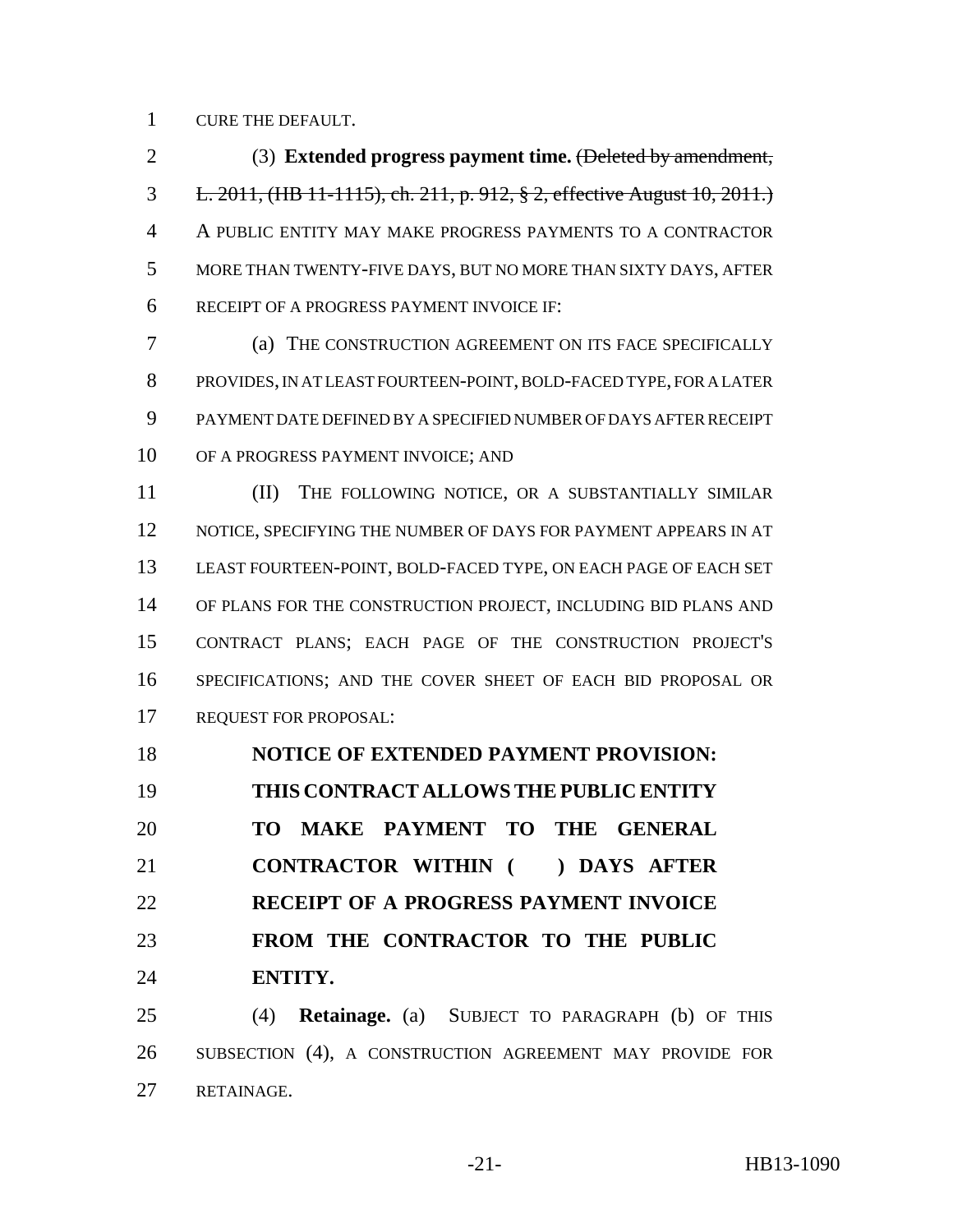CURE THE DEFAULT.

(3) **Extended progress payment time.** ~~(Deleted by amendment, L. 2011, (HB 11-1115), ch. 211, p. 912, § 2, effective August 10, 2011.)~~ A PUBLIC ENTITY MAY MAKE PROGRESS PAYMENTS TO A CONTRACTOR MORE THAN TWENTY-FIVE DAYS, BUT NO MORE THAN SIXTY DAYS, AFTER RECEIPT OF A PROGRESS PAYMENT INVOICE IF:

(a) THE CONSTRUCTION AGREEMENT ON ITS FACE SPECIFICALLY PROVIDES, IN AT LEAST FOURTEEN-POINT, BOLD-FACED TYPE, FOR A LATER PAYMENT DATE DEFINED BY A SPECIFIED NUMBER OF DAYS AFTER RECEIPT OF A PROGRESS PAYMENT INVOICE; AND

(II) THE FOLLOWING NOTICE, OR A SUBSTANTIALLY SIMILAR NOTICE, SPECIFYING THE NUMBER OF DAYS FOR PAYMENT APPEARS IN AT LEAST FOURTEEN-POINT, BOLD-FACED TYPE, ON EACH PAGE OF EACH SET OF PLANS FOR THE CONSTRUCTION PROJECT, INCLUDING BID PLANS AND CONTRACT PLANS; EACH PAGE OF THE CONSTRUCTION PROJECT'S SPECIFICATIONS; AND THE COVER SHEET OF EACH BID PROPOSAL OR REQUEST FOR PROPOSAL:

**NOTICE OF EXTENDED PAYMENT PROVISION: THIS CONTRACT ALLOWS THE PUBLIC ENTITY TO MAKE PAYMENT TO THE GENERAL CONTRACTOR WITHIN (    ) DAYS AFTER RECEIPT OF A PROGRESS PAYMENT INVOICE FROM THE CONTRACTOR TO THE PUBLIC ENTITY.**

(4) **Retainage.** (a) SUBJECT TO PARAGRAPH (b) OF THIS SUBSECTION (4), A CONSTRUCTION AGREEMENT MAY PROVIDE FOR RETAINAGE.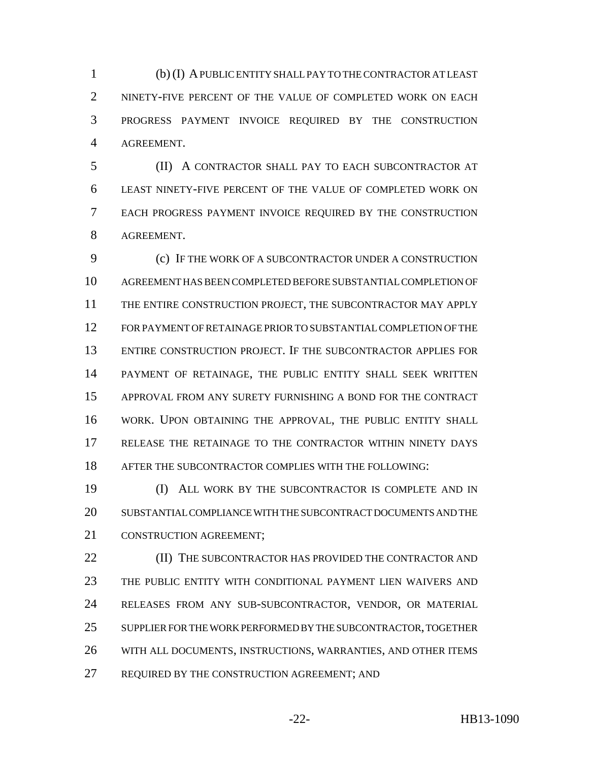(b) (I) A PUBLIC ENTITY SHALL PAY TO THE CONTRACTOR AT LEAST NINETY-FIVE PERCENT OF THE VALUE OF COMPLETED WORK ON EACH PROGRESS PAYMENT INVOICE REQUIRED BY THE CONSTRUCTION AGREEMENT.

(II) A CONTRACTOR SHALL PAY TO EACH SUBCONTRACTOR AT LEAST NINETY-FIVE PERCENT OF THE VALUE OF COMPLETED WORK ON EACH PROGRESS PAYMENT INVOICE REQUIRED BY THE CONSTRUCTION AGREEMENT.

(c) IF THE WORK OF A SUBCONTRACTOR UNDER A CONSTRUCTION AGREEMENT HAS BEEN COMPLETED BEFORE SUBSTANTIAL COMPLETION OF THE ENTIRE CONSTRUCTION PROJECT, THE SUBCONTRACTOR MAY APPLY FOR PAYMENT OF RETAINAGE PRIOR TO SUBSTANTIAL COMPLETION OF THE ENTIRE CONSTRUCTION PROJECT. IF THE SUBCONTRACTOR APPLIES FOR PAYMENT OF RETAINAGE, THE PUBLIC ENTITY SHALL SEEK WRITTEN APPROVAL FROM ANY SURETY FURNISHING A BOND FOR THE CONTRACT WORK. UPON OBTAINING THE APPROVAL, THE PUBLIC ENTITY SHALL RELEASE THE RETAINAGE TO THE CONTRACTOR WITHIN NINETY DAYS AFTER THE SUBCONTRACTOR COMPLIES WITH THE FOLLOWING:

(I) ALL WORK BY THE SUBCONTRACTOR IS COMPLETE AND IN SUBSTANTIAL COMPLIANCE WITH THE SUBCONTRACT DOCUMENTS AND THE CONSTRUCTION AGREEMENT;

(II) THE SUBCONTRACTOR HAS PROVIDED THE CONTRACTOR AND THE PUBLIC ENTITY WITH CONDITIONAL PAYMENT LIEN WAIVERS AND RELEASES FROM ANY SUB-SUBCONTRACTOR, VENDOR, OR MATERIAL SUPPLIER FOR THE WORK PERFORMED BY THE SUBCONTRACTOR, TOGETHER WITH ALL DOCUMENTS, INSTRUCTIONS, WARRANTIES, AND OTHER ITEMS REQUIRED BY THE CONSTRUCTION AGREEMENT; AND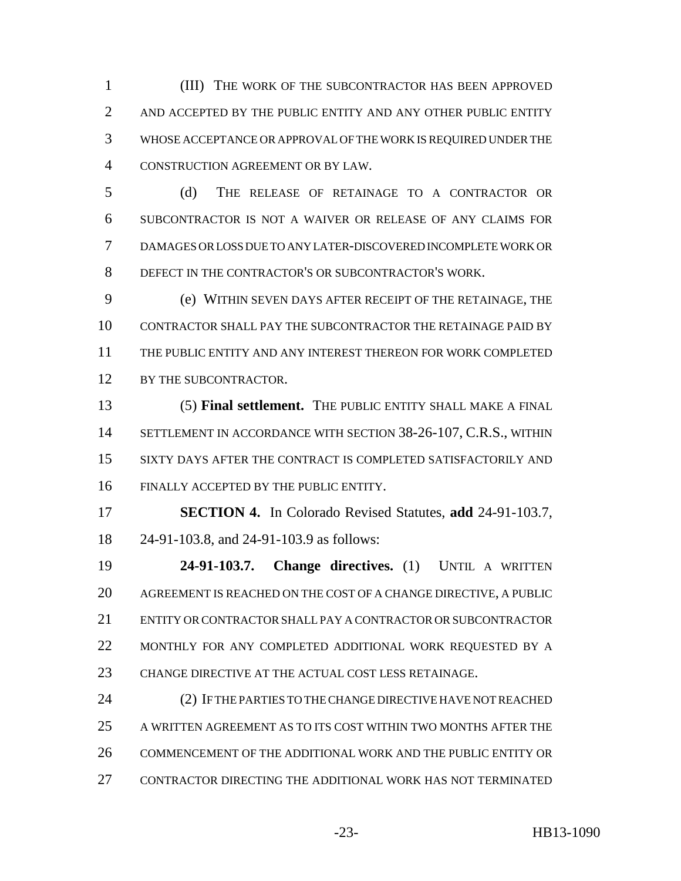(III) THE WORK OF THE SUBCONTRACTOR HAS BEEN APPROVED AND ACCEPTED BY THE PUBLIC ENTITY AND ANY OTHER PUBLIC ENTITY WHOSE ACCEPTANCE OR APPROVAL OF THE WORK IS REQUIRED UNDER THE CONSTRUCTION AGREEMENT OR BY LAW.

(d) THE RELEASE OF RETAINAGE TO A CONTRACTOR OR SUBCONTRACTOR IS NOT A WAIVER OR RELEASE OF ANY CLAIMS FOR DAMAGES OR LOSS DUE TO ANY LATER-DISCOVERED INCOMPLETE WORK OR DEFECT IN THE CONTRACTOR'S OR SUBCONTRACTOR'S WORK.

(e) WITHIN SEVEN DAYS AFTER RECEIPT OF THE RETAINAGE, THE CONTRACTOR SHALL PAY THE SUBCONTRACTOR THE RETAINAGE PAID BY THE PUBLIC ENTITY AND ANY INTEREST THEREON FOR WORK COMPLETED BY THE SUBCONTRACTOR.

(5) **Final settlement.** THE PUBLIC ENTITY SHALL MAKE A FINAL SETTLEMENT IN ACCORDANCE WITH SECTION 38-26-107, C.R.S., WITHIN SIXTY DAYS AFTER THE CONTRACT IS COMPLETED SATISFACTORILY AND FINALLY ACCEPTED BY THE PUBLIC ENTITY.

**SECTION 4.** In Colorado Revised Statutes, **add** 24-91-103.7, 24-91-103.8, and 24-91-103.9 as follows:

**24-91-103.7. Change directives.** (1) UNTIL A WRITTEN AGREEMENT IS REACHED ON THE COST OF A CHANGE DIRECTIVE, A PUBLIC ENTITY OR CONTRACTOR SHALL PAY A CONTRACTOR OR SUBCONTRACTOR MONTHLY FOR ANY COMPLETED ADDITIONAL WORK REQUESTED BY A CHANGE DIRECTIVE AT THE ACTUAL COST LESS RETAINAGE.

(2) IF THE PARTIES TO THE CHANGE DIRECTIVE HAVE NOT REACHED A WRITTEN AGREEMENT AS TO ITS COST WITHIN TWO MONTHS AFTER THE COMMENCEMENT OF THE ADDITIONAL WORK AND THE PUBLIC ENTITY OR CONTRACTOR DIRECTING THE ADDITIONAL WORK HAS NOT TERMINATED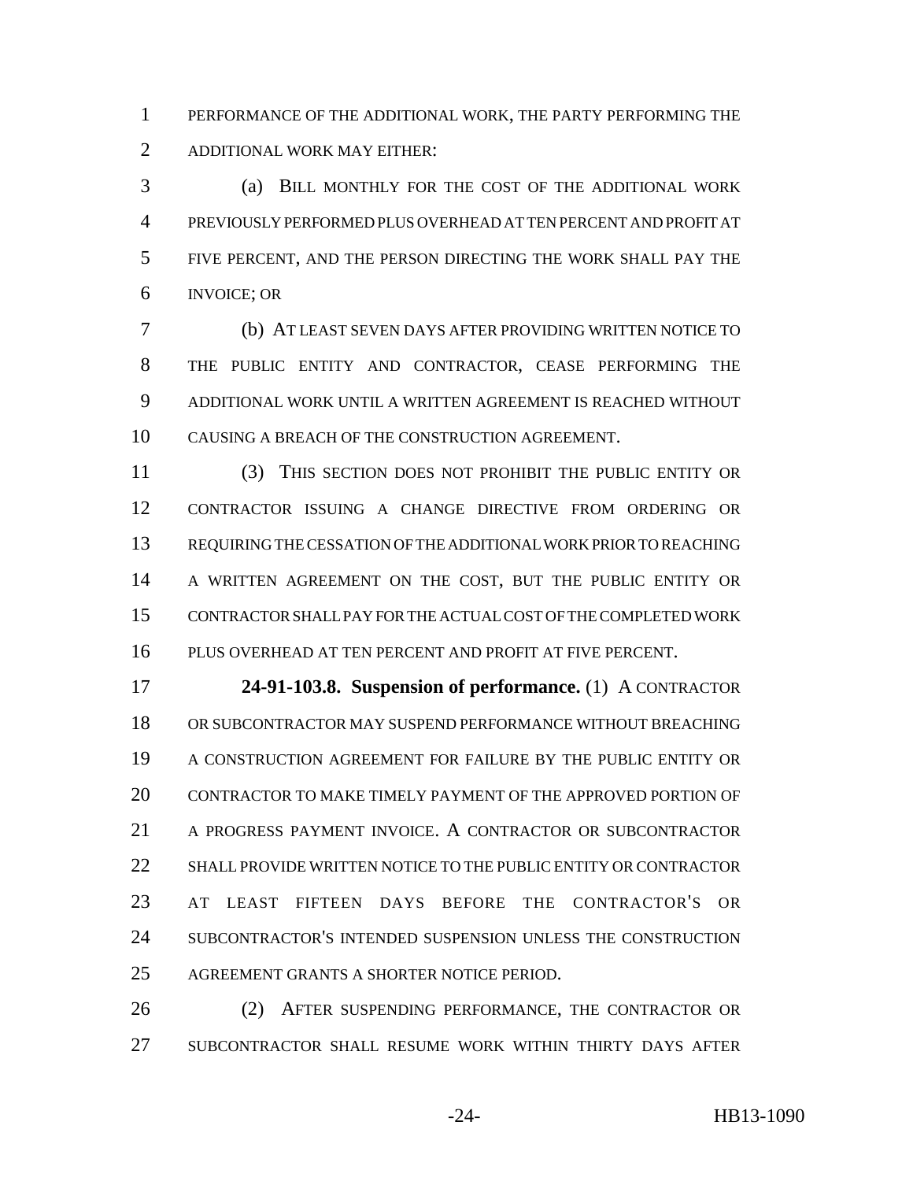PERFORMANCE OF THE ADDITIONAL WORK, THE PARTY PERFORMING THE ADDITIONAL WORK MAY EITHER:

(a) BILL MONTHLY FOR THE COST OF THE ADDITIONAL WORK PREVIOUSLY PERFORMED PLUS OVERHEAD AT TEN PERCENT AND PROFIT AT FIVE PERCENT, AND THE PERSON DIRECTING THE WORK SHALL PAY THE INVOICE; OR

(b) AT LEAST SEVEN DAYS AFTER PROVIDING WRITTEN NOTICE TO THE PUBLIC ENTITY AND CONTRACTOR, CEASE PERFORMING THE ADDITIONAL WORK UNTIL A WRITTEN AGREEMENT IS REACHED WITHOUT CAUSING A BREACH OF THE CONSTRUCTION AGREEMENT.

(3) THIS SECTION DOES NOT PROHIBIT THE PUBLIC ENTITY OR CONTRACTOR ISSUING A CHANGE DIRECTIVE FROM ORDERING OR REQUIRING THE CESSATION OF THE ADDITIONAL WORK PRIOR TO REACHING A WRITTEN AGREEMENT ON THE COST, BUT THE PUBLIC ENTITY OR CONTRACTOR SHALL PAY FOR THE ACTUAL COST OF THE COMPLETED WORK PLUS OVERHEAD AT TEN PERCENT AND PROFIT AT FIVE PERCENT.

**24-91-103.8. Suspension of performance.** (1) A CONTRACTOR OR SUBCONTRACTOR MAY SUSPEND PERFORMANCE WITHOUT BREACHING A CONSTRUCTION AGREEMENT FOR FAILURE BY THE PUBLIC ENTITY OR CONTRACTOR TO MAKE TIMELY PAYMENT OF THE APPROVED PORTION OF A PROGRESS PAYMENT INVOICE. A CONTRACTOR OR SUBCONTRACTOR SHALL PROVIDE WRITTEN NOTICE TO THE PUBLIC ENTITY OR CONTRACTOR AT LEAST FIFTEEN DAYS BEFORE THE CONTRACTOR'S OR SUBCONTRACTOR'S INTENDED SUSPENSION UNLESS THE CONSTRUCTION AGREEMENT GRANTS A SHORTER NOTICE PERIOD.

(2) AFTER SUSPENDING PERFORMANCE, THE CONTRACTOR OR SUBCONTRACTOR SHALL RESUME WORK WITHIN THIRTY DAYS AFTER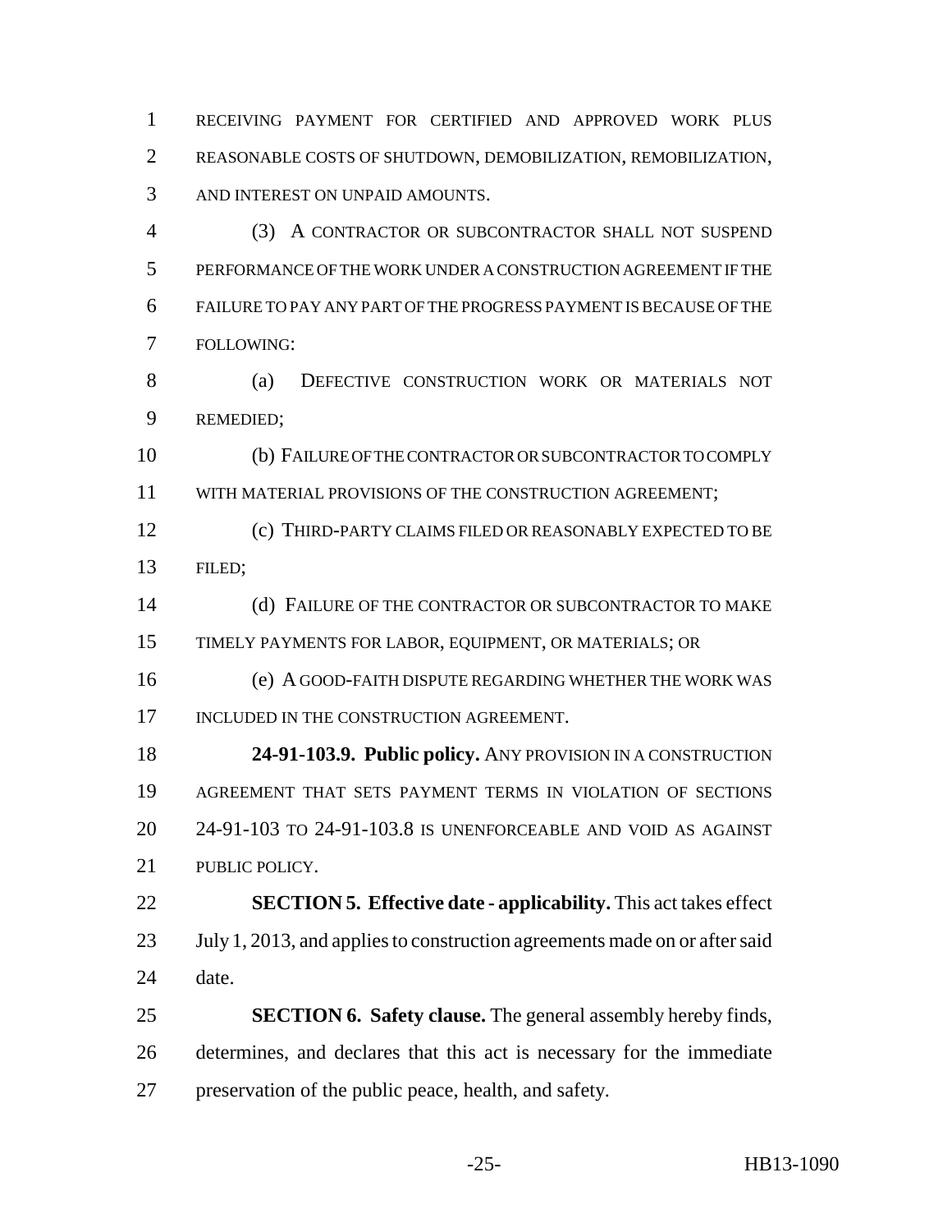RECEIVING PAYMENT FOR CERTIFIED AND APPROVED WORK PLUS REASONABLE COSTS OF SHUTDOWN, DEMOBILIZATION, REMOBILIZATION, AND INTEREST ON UNPAID AMOUNTS.

(3) A CONTRACTOR OR SUBCONTRACTOR SHALL NOT SUSPEND PERFORMANCE OF THE WORK UNDER A CONSTRUCTION AGREEMENT IF THE FAILURE TO PAY ANY PART OF THE PROGRESS PAYMENT IS BECAUSE OF THE FOLLOWING:

(a) DEFECTIVE CONSTRUCTION WORK OR MATERIALS NOT REMEDIED;

(b) FAILURE OF THE CONTRACTOR OR SUBCONTRACTOR TO COMPLY WITH MATERIAL PROVISIONS OF THE CONSTRUCTION AGREEMENT;

(c) THIRD-PARTY CLAIMS FILED OR REASONABLY EXPECTED TO BE FILED;

(d) FAILURE OF THE CONTRACTOR OR SUBCONTRACTOR TO MAKE TIMELY PAYMENTS FOR LABOR, EQUIPMENT, OR MATERIALS; OR

(e) A GOOD-FAITH DISPUTE REGARDING WHETHER THE WORK WAS INCLUDED IN THE CONSTRUCTION AGREEMENT.

**24-91-103.9. Public policy.** ANY PROVISION IN A CONSTRUCTION AGREEMENT THAT SETS PAYMENT TERMS IN VIOLATION OF SECTIONS 24-91-103 TO 24-91-103.8 IS UNENFORCEABLE AND VOID AS AGAINST PUBLIC POLICY.

**SECTION 5. Effective date - applicability.** This act takes effect July 1, 2013, and applies to construction agreements made on or after said date.

**SECTION 6. Safety clause.** The general assembly hereby finds, determines, and declares that this act is necessary for the immediate preservation of the public peace, health, and safety.